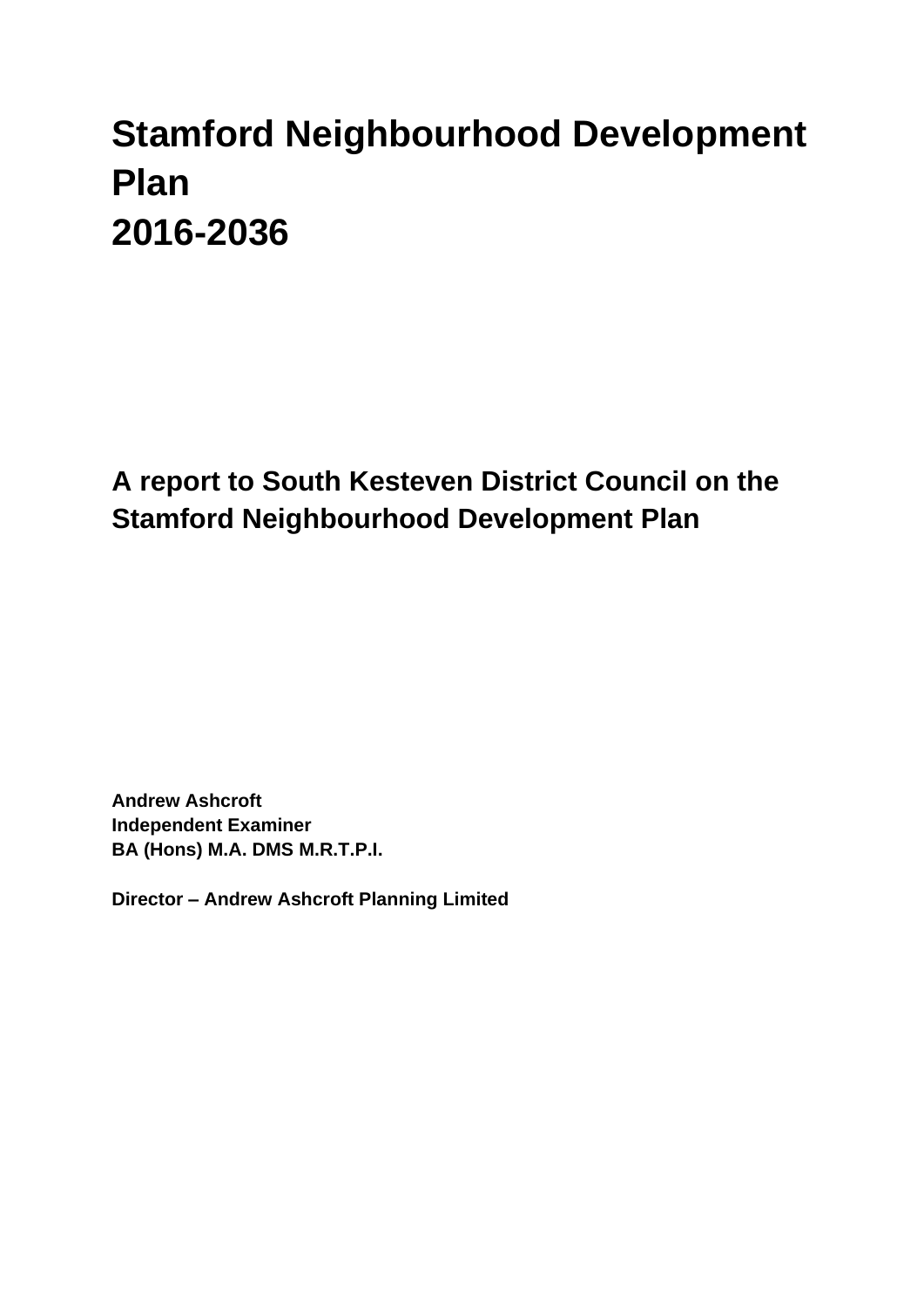# Stamford Neighbourhood Development Plan 2016-2036

## A report to South Kesteven District Council on the Stamford Neighbourhood Development Plan

**Andrew Ashcroft**
**Independent Examiner**
**BA (Hons) M.A. DMS M.R.T.P.I.**

**Director – Andrew Ashcroft Planning Limited**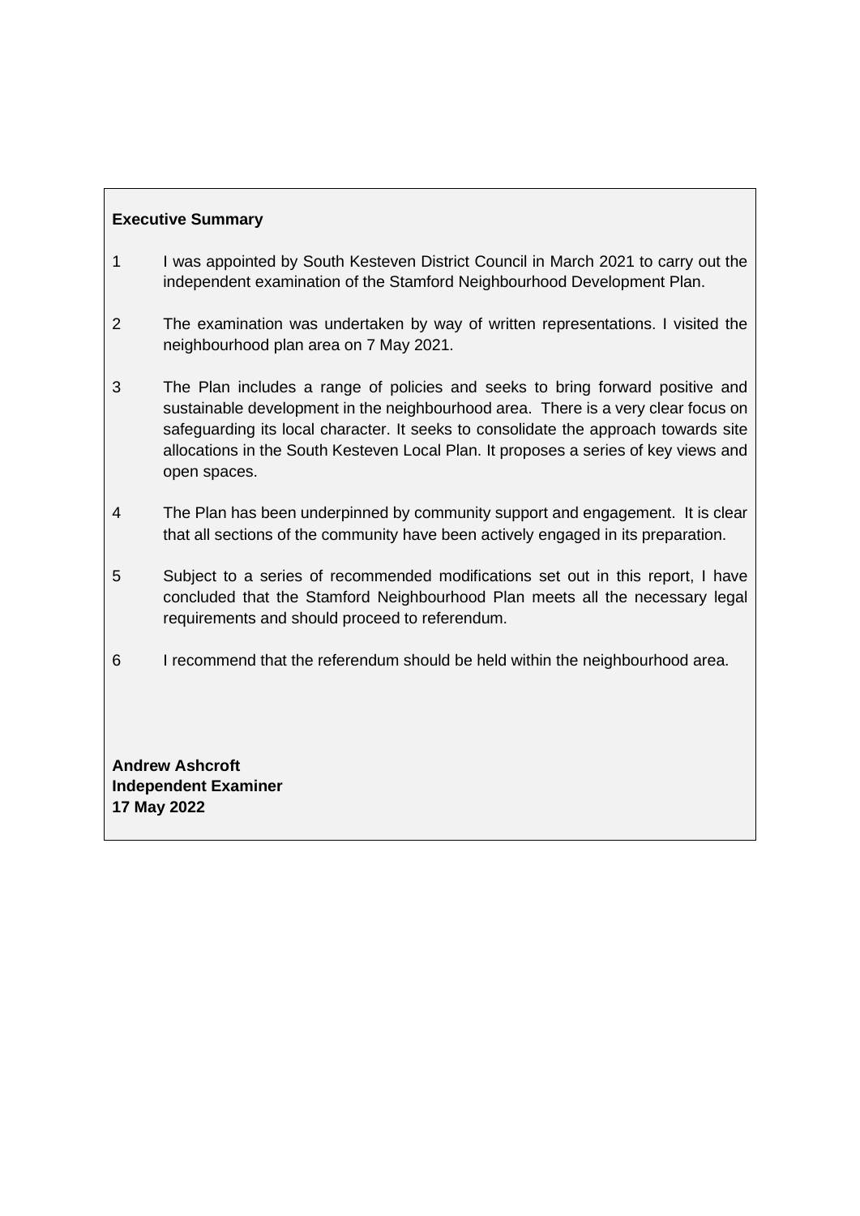**Executive Summary**

1 I was appointed by South Kesteven District Council in March 2021 to carry out the independent examination of the Stamford Neighbourhood Development Plan.

2 The examination was undertaken by way of written representations. I visited the neighbourhood plan area on 7 May 2021.

3 The Plan includes a range of policies and seeks to bring forward positive and sustainable development in the neighbourhood area. There is a very clear focus on safeguarding its local character. It seeks to consolidate the approach towards site allocations in the South Kesteven Local Plan. It proposes a series of key views and open spaces.

4 The Plan has been underpinned by community support and engagement. It is clear that all sections of the community have been actively engaged in its preparation.

5 Subject to a series of recommended modifications set out in this report, I have concluded that the Stamford Neighbourhood Plan meets all the necessary legal requirements and should proceed to referendum.

6 I recommend that the referendum should be held within the neighbourhood area.

**Andrew Ashcroft**
**Independent Examiner**
**17 May 2022**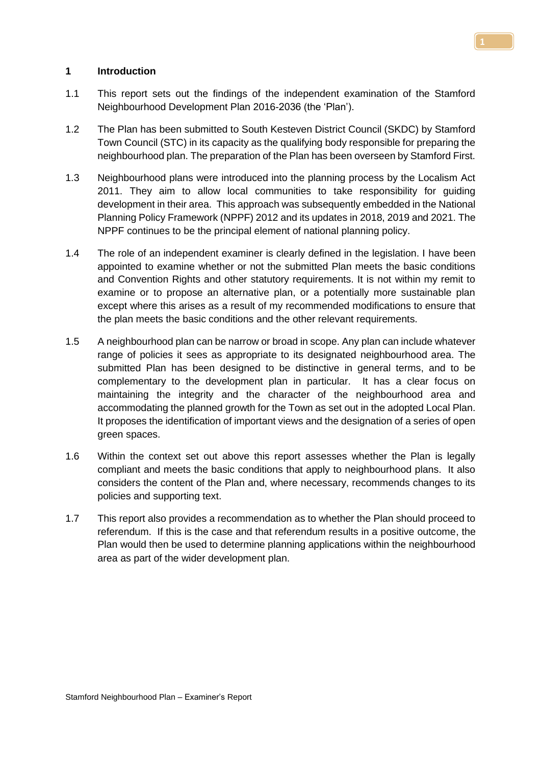## 1 Introduction

1.1 This report sets out the findings of the independent examination of the Stamford Neighbourhood Development Plan 2016-2036 (the 'Plan').

1.2 The Plan has been submitted to South Kesteven District Council (SKDC) by Stamford Town Council (STC) in its capacity as the qualifying body responsible for preparing the neighbourhood plan. The preparation of the Plan has been overseen by Stamford First.

1.3 Neighbourhood plans were introduced into the planning process by the Localism Act 2011. They aim to allow local communities to take responsibility for guiding development in their area. This approach was subsequently embedded in the National Planning Policy Framework (NPPF) 2012 and its updates in 2018, 2019 and 2021. The NPPF continues to be the principal element of national planning policy.

1.4 The role of an independent examiner is clearly defined in the legislation. I have been appointed to examine whether or not the submitted Plan meets the basic conditions and Convention Rights and other statutory requirements. It is not within my remit to examine or to propose an alternative plan, or a potentially more sustainable plan except where this arises as a result of my recommended modifications to ensure that the plan meets the basic conditions and the other relevant requirements.

1.5 A neighbourhood plan can be narrow or broad in scope. Any plan can include whatever range of policies it sees as appropriate to its designated neighbourhood area. The submitted Plan has been designed to be distinctive in general terms, and to be complementary to the development plan in particular. It has a clear focus on maintaining the integrity and the character of the neighbourhood area and accommodating the planned growth for the Town as set out in the adopted Local Plan. It proposes the identification of important views and the designation of a series of open green spaces.

1.6 Within the context set out above this report assesses whether the Plan is legally compliant and meets the basic conditions that apply to neighbourhood plans. It also considers the content of the Plan and, where necessary, recommends changes to its policies and supporting text.

1.7 This report also provides a recommendation as to whether the Plan should proceed to referendum. If this is the case and that referendum results in a positive outcome, the Plan would then be used to determine planning applications within the neighbourhood area as part of the wider development plan.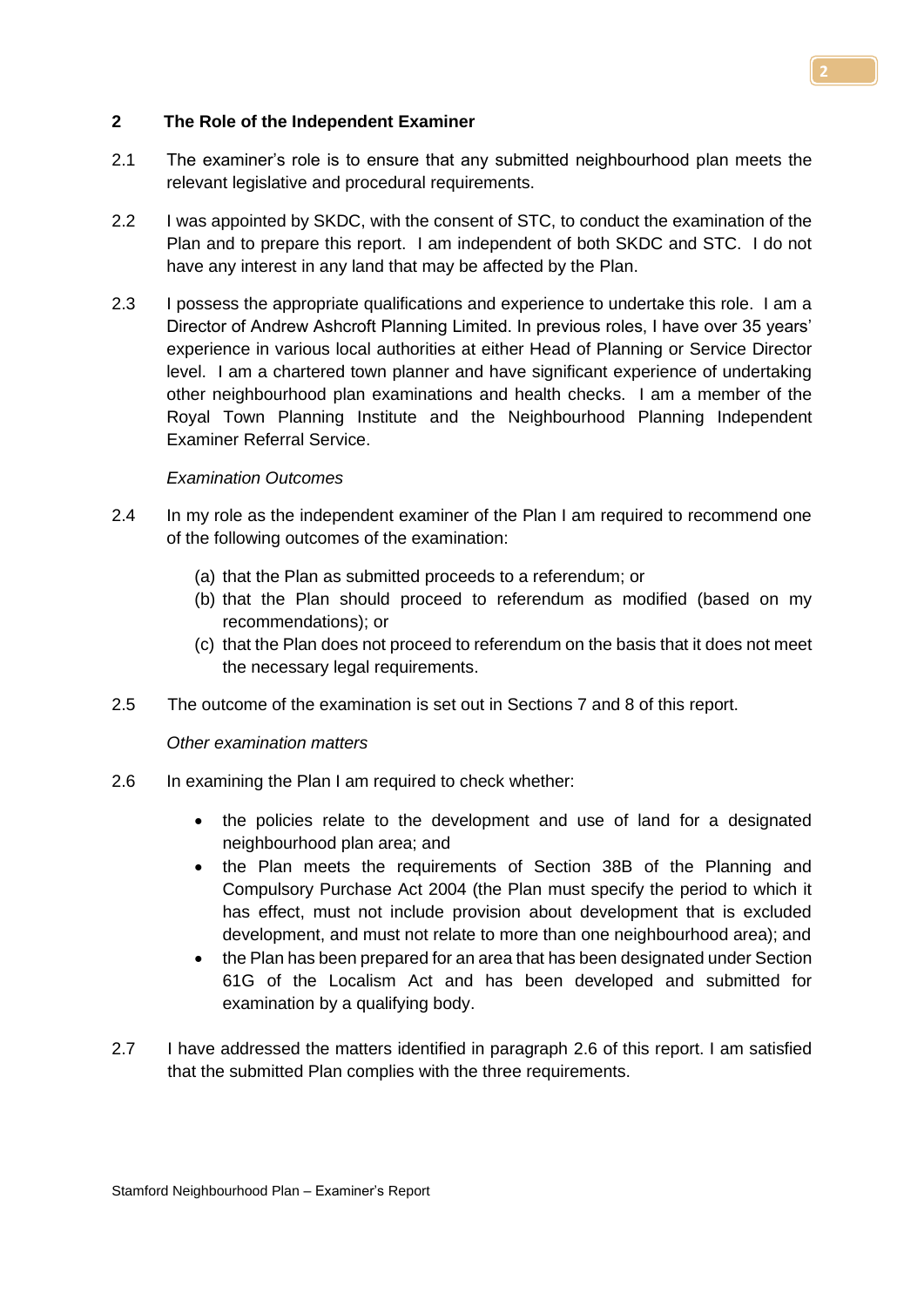## 2 The Role of the Independent Examiner

2.1 The examiner's role is to ensure that any submitted neighbourhood plan meets the relevant legislative and procedural requirements.

2.2 I was appointed by SKDC, with the consent of STC, to conduct the examination of the Plan and to prepare this report. I am independent of both SKDC and STC. I do not have any interest in any land that may be affected by the Plan.

2.3 I possess the appropriate qualifications and experience to undertake this role. I am a Director of Andrew Ashcroft Planning Limited. In previous roles, I have over 35 years' experience in various local authorities at either Head of Planning or Service Director level. I am a chartered town planner and have significant experience of undertaking other neighbourhood plan examinations and health checks. I am a member of the Royal Town Planning Institute and the Neighbourhood Planning Independent Examiner Referral Service.

*Examination Outcomes*

2.4 In my role as the independent examiner of the Plan I am required to recommend one of the following outcomes of the examination:

(a) that the Plan as submitted proceeds to a referendum; or
(b) that the Plan should proceed to referendum as modified (based on my recommendations); or
(c) that the Plan does not proceed to referendum on the basis that it does not meet the necessary legal requirements.

2.5 The outcome of the examination is set out in Sections 7 and 8 of this report.

*Other examination matters*

2.6 In examining the Plan I am required to check whether:

- the policies relate to the development and use of land for a designated neighbourhood plan area; and
- the Plan meets the requirements of Section 38B of the Planning and Compulsory Purchase Act 2004 (the Plan must specify the period to which it has effect, must not include provision about development that is excluded development, and must not relate to more than one neighbourhood area); and
- the Plan has been prepared for an area that has been designated under Section 61G of the Localism Act and has been developed and submitted for examination by a qualifying body.

2.7 I have addressed the matters identified in paragraph 2.6 of this report. I am satisfied that the submitted Plan complies with the three requirements.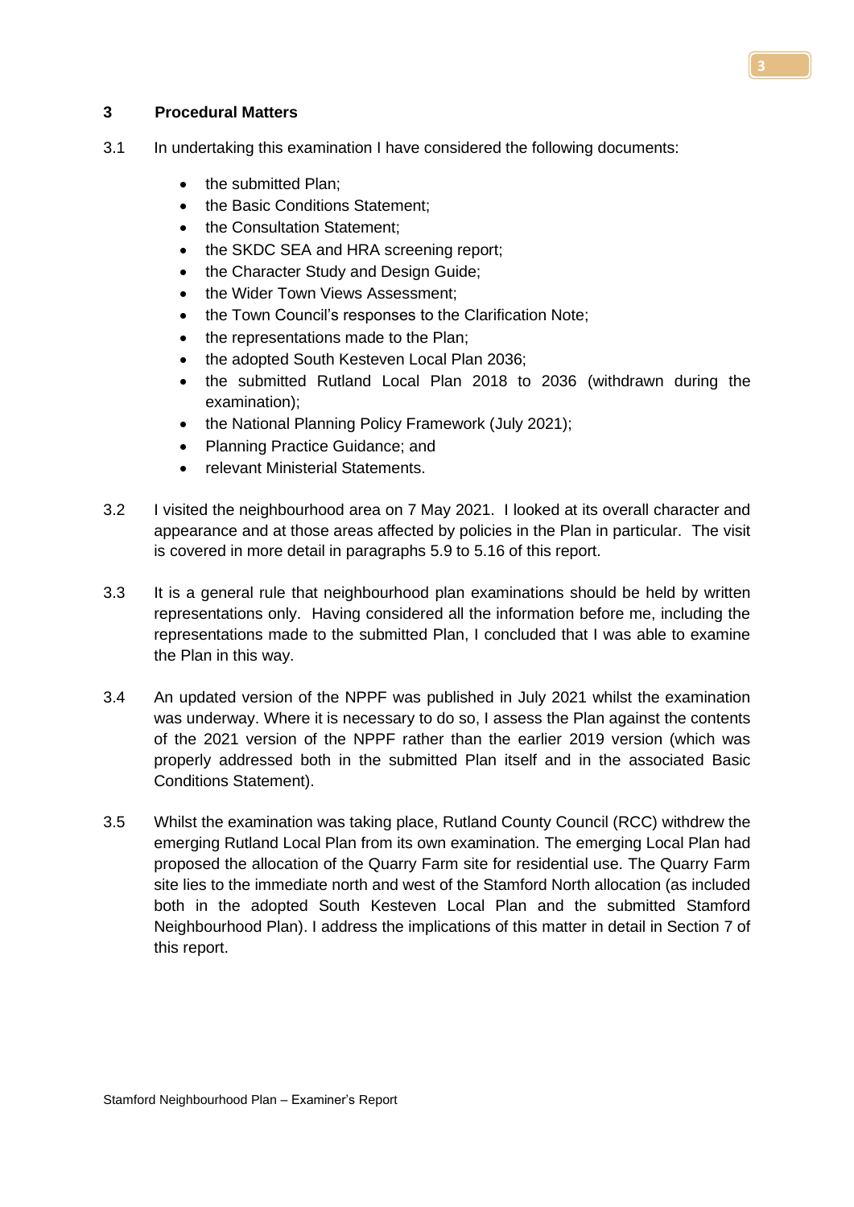## 3 Procedural Matters

3.1 In undertaking this examination I have considered the following documents:

- the submitted Plan;
- the Basic Conditions Statement;
- the Consultation Statement;
- the SKDC SEA and HRA screening report;
- the Character Study and Design Guide;
- the Wider Town Views Assessment;
- the Town Council's responses to the Clarification Note;
- the representations made to the Plan;
- the adopted South Kesteven Local Plan 2036;
- the submitted Rutland Local Plan 2018 to 2036 (withdrawn during the examination);
- the National Planning Policy Framework (July 2021);
- Planning Practice Guidance; and
- relevant Ministerial Statements.

3.2 I visited the neighbourhood area on 7 May 2021. I looked at its overall character and appearance and at those areas affected by policies in the Plan in particular. The visit is covered in more detail in paragraphs 5.9 to 5.16 of this report.

3.3 It is a general rule that neighbourhood plan examinations should be held by written representations only. Having considered all the information before me, including the representations made to the submitted Plan, I concluded that I was able to examine the Plan in this way.

3.4 An updated version of the NPPF was published in July 2021 whilst the examination was underway. Where it is necessary to do so, I assess the Plan against the contents of the 2021 version of the NPPF rather than the earlier 2019 version (which was properly addressed both in the submitted Plan itself and in the associated Basic Conditions Statement).

3.5 Whilst the examination was taking place, Rutland County Council (RCC) withdrew the emerging Rutland Local Plan from its own examination. The emerging Local Plan had proposed the allocation of the Quarry Farm site for residential use. The Quarry Farm site lies to the immediate north and west of the Stamford North allocation (as included both in the adopted South Kesteven Local Plan and the submitted Stamford Neighbourhood Plan). I address the implications of this matter in detail in Section 7 of this report.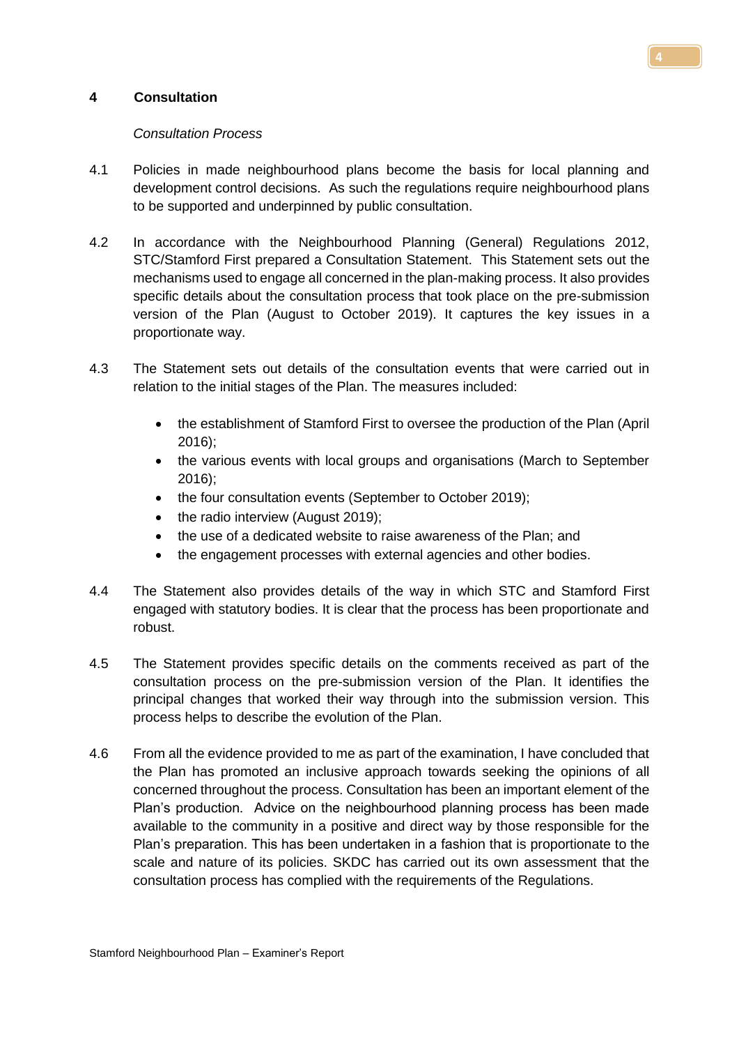## 4 Consultation

*Consultation Process*

4.1 Policies in made neighbourhood plans become the basis for local planning and development control decisions. As such the regulations require neighbourhood plans to be supported and underpinned by public consultation.

4.2 In accordance with the Neighbourhood Planning (General) Regulations 2012, STC/Stamford First prepared a Consultation Statement. This Statement sets out the mechanisms used to engage all concerned in the plan-making process. It also provides specific details about the consultation process that took place on the pre-submission version of the Plan (August to October 2019). It captures the key issues in a proportionate way.

4.3 The Statement sets out details of the consultation events that were carried out in relation to the initial stages of the Plan. The measures included:

- the establishment of Stamford First to oversee the production of the Plan (April 2016);
- the various events with local groups and organisations (March to September 2016);
- the four consultation events (September to October 2019);
- the radio interview (August 2019);
- the use of a dedicated website to raise awareness of the Plan; and
- the engagement processes with external agencies and other bodies.

4.4 The Statement also provides details of the way in which STC and Stamford First engaged with statutory bodies. It is clear that the process has been proportionate and robust.

4.5 The Statement provides specific details on the comments received as part of the consultation process on the pre-submission version of the Plan. It identifies the principal changes that worked their way through into the submission version. This process helps to describe the evolution of the Plan.

4.6 From all the evidence provided to me as part of the examination, I have concluded that the Plan has promoted an inclusive approach towards seeking the opinions of all concerned throughout the process. Consultation has been an important element of the Plan's production. Advice on the neighbourhood planning process has been made available to the community in a positive and direct way by those responsible for the Plan's preparation. This has been undertaken in a fashion that is proportionate to the scale and nature of its policies. SKDC has carried out its own assessment that the consultation process has complied with the requirements of the Regulations.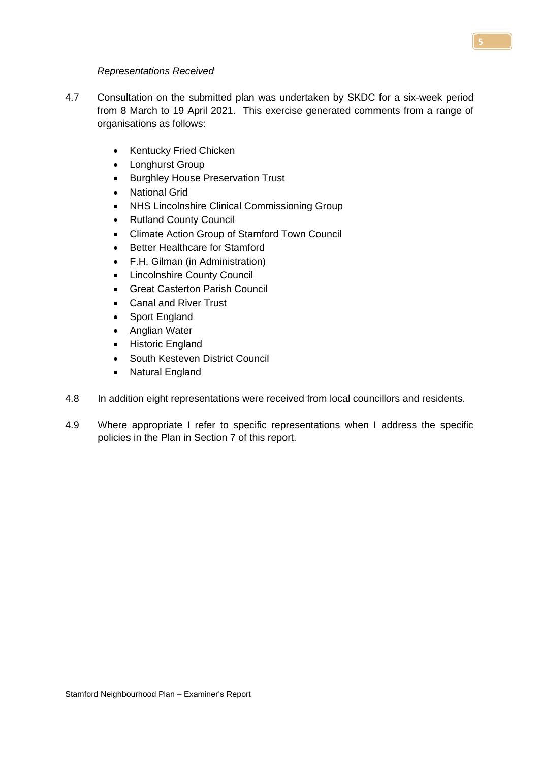*Representations Received*

4.7 Consultation on the submitted plan was undertaken by SKDC for a six-week period from 8 March to 19 April 2021. This exercise generated comments from a range of organisations as follows:

- Kentucky Fried Chicken
- Longhurst Group
- Burghley House Preservation Trust
- National Grid
- NHS Lincolnshire Clinical Commissioning Group
- Rutland County Council
- Climate Action Group of Stamford Town Council
- Better Healthcare for Stamford
- F.H. Gilman (in Administration)
- Lincolnshire County Council
- Great Casterton Parish Council
- Canal and River Trust
- Sport England
- Anglian Water
- Historic England
- South Kesteven District Council
- Natural England

4.8 In addition eight representations were received from local councillors and residents.

4.9 Where appropriate I refer to specific representations when I address the specific policies in the Plan in Section 7 of this report.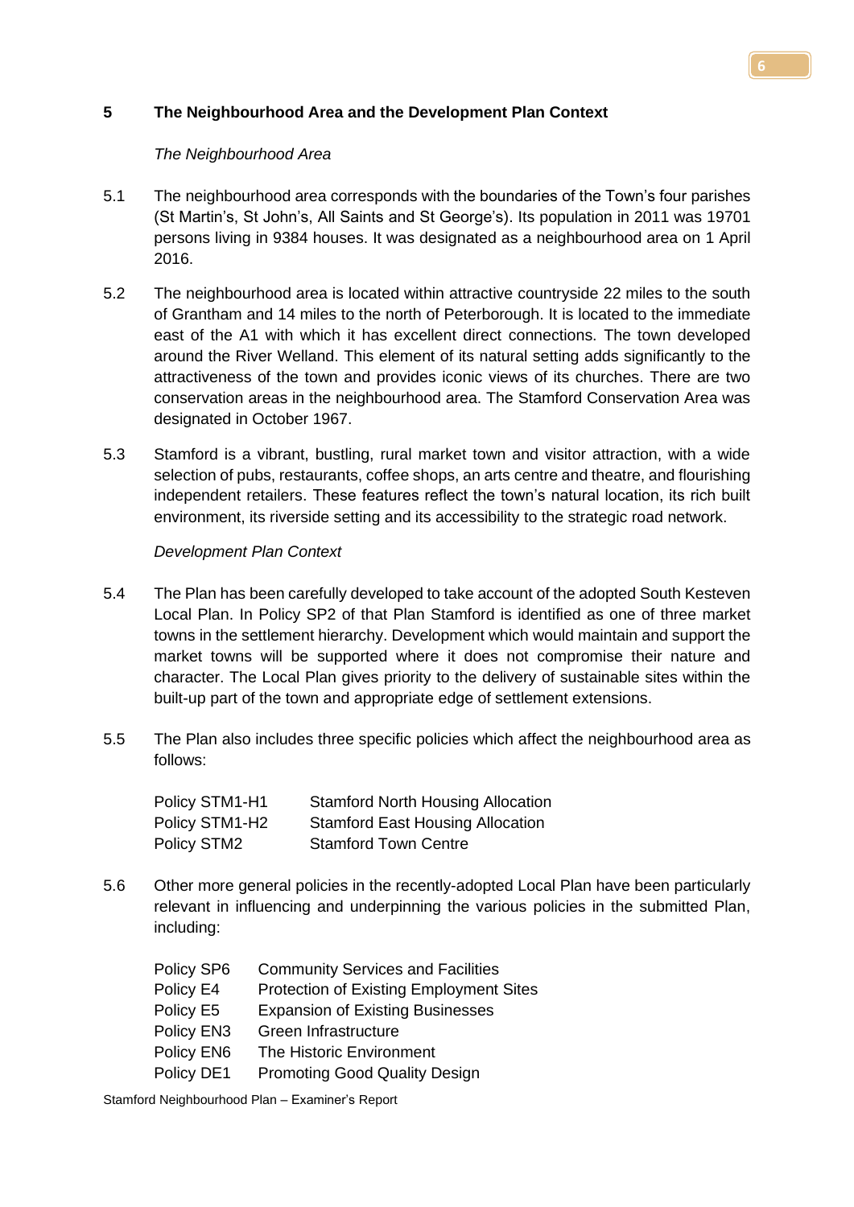## 5 The Neighbourhood Area and the Development Plan Context

*The Neighbourhood Area*

5.1 The neighbourhood area corresponds with the boundaries of the Town's four parishes (St Martin's, St John's, All Saints and St George's). Its population in 2011 was 19701 persons living in 9384 houses. It was designated as a neighbourhood area on 1 April 2016.

5.2 The neighbourhood area is located within attractive countryside 22 miles to the south of Grantham and 14 miles to the north of Peterborough. It is located to the immediate east of the A1 with which it has excellent direct connections. The town developed around the River Welland. This element of its natural setting adds significantly to the attractiveness of the town and provides iconic views of its churches. There are two conservation areas in the neighbourhood area. The Stamford Conservation Area was designated in October 1967.

5.3 Stamford is a vibrant, bustling, rural market town and visitor attraction, with a wide selection of pubs, restaurants, coffee shops, an arts centre and theatre, and flourishing independent retailers. These features reflect the town's natural location, its rich built environment, its riverside setting and its accessibility to the strategic road network.

*Development Plan Context*

5.4 The Plan has been carefully developed to take account of the adopted South Kesteven Local Plan. In Policy SP2 of that Plan Stamford is identified as one of three market towns in the settlement hierarchy. Development which would maintain and support the market towns will be supported where it does not compromise their nature and character. The Local Plan gives priority to the delivery of sustainable sites within the built-up part of the town and appropriate edge of settlement extensions.

5.5 The Plan also includes three specific policies which affect the neighbourhood area as follows:

| | |
|---|---|
| Policy STM1-H1 | Stamford North Housing Allocation |
| Policy STM1-H2 | Stamford East Housing Allocation |
| Policy STM2 | Stamford Town Centre |

5.6 Other more general policies in the recently-adopted Local Plan have been particularly relevant in influencing and underpinning the various policies in the submitted Plan, including:

| | |
|---|---|
| Policy SP6 | Community Services and Facilities |
| Policy E4 | Protection of Existing Employment Sites |
| Policy E5 | Expansion of Existing Businesses |
| Policy EN3 | Green Infrastructure |
| Policy EN6 | The Historic Environment |
| Policy DE1 | Promoting Good Quality Design |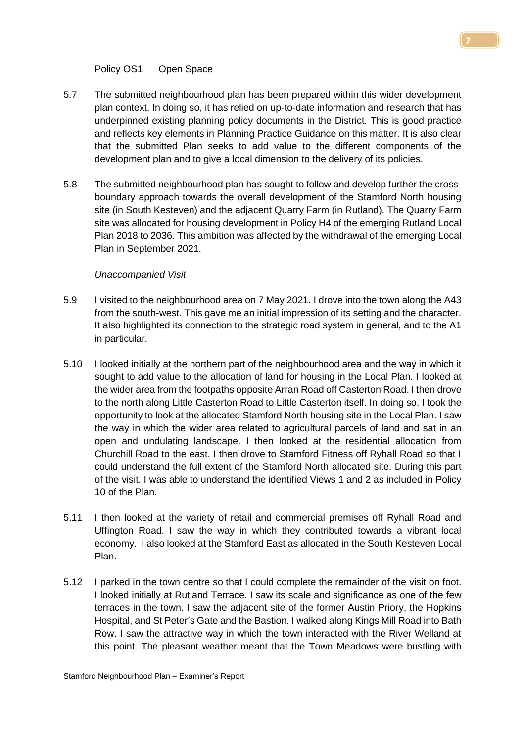Policy OS1	Open Space

5.7 The submitted neighbourhood plan has been prepared within this wider development plan context. In doing so, it has relied on up-to-date information and research that has underpinned existing planning policy documents in the District. This is good practice and reflects key elements in Planning Practice Guidance on this matter. It is also clear that the submitted Plan seeks to add value to the different components of the development plan and to give a local dimension to the delivery of its policies.

5.8 The submitted neighbourhood plan has sought to follow and develop further the cross-boundary approach towards the overall development of the Stamford North housing site (in South Kesteven) and the adjacent Quarry Farm (in Rutland). The Quarry Farm site was allocated for housing development in Policy H4 of the emerging Rutland Local Plan 2018 to 2036. This ambition was affected by the withdrawal of the emerging Local Plan in September 2021.

*Unaccompanied Visit*

5.9 I visited to the neighbourhood area on 7 May 2021. I drove into the town along the A43 from the south-west. This gave me an initial impression of its setting and the character. It also highlighted its connection to the strategic road system in general, and to the A1 in particular.

5.10 I looked initially at the northern part of the neighbourhood area and the way in which it sought to add value to the allocation of land for housing in the Local Plan. I looked at the wider area from the footpaths opposite Arran Road off Casterton Road. I then drove to the north along Little Casterton Road to Little Casterton itself. In doing so, I took the opportunity to look at the allocated Stamford North housing site in the Local Plan. I saw the way in which the wider area related to agricultural parcels of land and sat in an open and undulating landscape. I then looked at the residential allocation from Churchill Road to the east. I then drove to Stamford Fitness off Ryhall Road so that I could understand the full extent of the Stamford North allocated site. During this part of the visit, I was able to understand the identified Views 1 and 2 as included in Policy 10 of the Plan.

5.11 I then looked at the variety of retail and commercial premises off Ryhall Road and Uffington Road. I saw the way in which they contributed towards a vibrant local economy. I also looked at the Stamford East as allocated in the South Kesteven Local Plan.

5.12 I parked in the town centre so that I could complete the remainder of the visit on foot. I looked initially at Rutland Terrace. I saw its scale and significance as one of the few terraces in the town. I saw the adjacent site of the former Austin Priory, the Hopkins Hospital, and St Peter's Gate and the Bastion. I walked along Kings Mill Road into Bath Row. I saw the attractive way in which the town interacted with the River Welland at this point. The pleasant weather meant that the Town Meadows were bustling with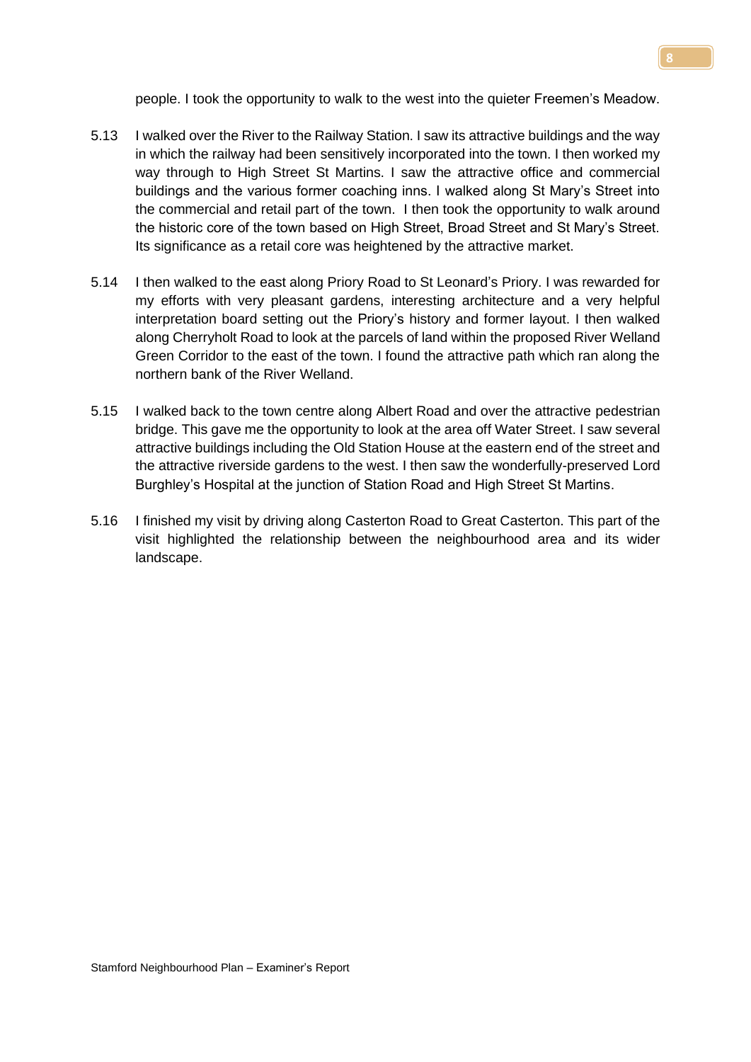people. I took the opportunity to walk to the west into the quieter Freemen's Meadow.

5.13 I walked over the River to the Railway Station. I saw its attractive buildings and the way in which the railway had been sensitively incorporated into the town. I then worked my way through to High Street St Martins. I saw the attractive office and commercial buildings and the various former coaching inns. I walked along St Mary's Street into the commercial and retail part of the town. I then took the opportunity to walk around the historic core of the town based on High Street, Broad Street and St Mary's Street. Its significance as a retail core was heightened by the attractive market.

5.14 I then walked to the east along Priory Road to St Leonard's Priory. I was rewarded for my efforts with very pleasant gardens, interesting architecture and a very helpful interpretation board setting out the Priory's history and former layout. I then walked along Cherryholt Road to look at the parcels of land within the proposed River Welland Green Corridor to the east of the town. I found the attractive path which ran along the northern bank of the River Welland.

5.15 I walked back to the town centre along Albert Road and over the attractive pedestrian bridge. This gave me the opportunity to look at the area off Water Street. I saw several attractive buildings including the Old Station House at the eastern end of the street and the attractive riverside gardens to the west. I then saw the wonderfully-preserved Lord Burghley's Hospital at the junction of Station Road and High Street St Martins.

5.16 I finished my visit by driving along Casterton Road to Great Casterton. This part of the visit highlighted the relationship between the neighbourhood area and its wider landscape.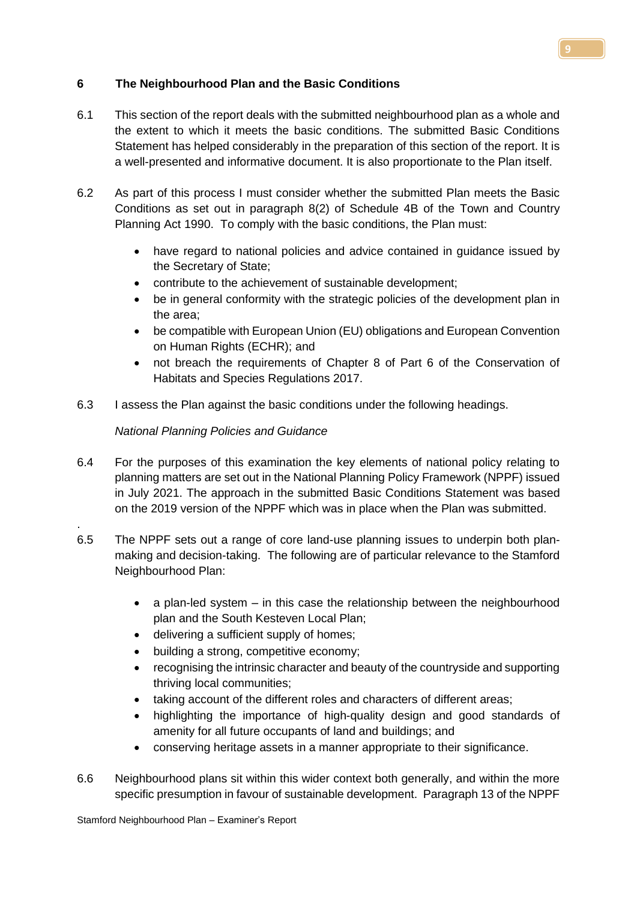## 6 The Neighbourhood Plan and the Basic Conditions

6.1 This section of the report deals with the submitted neighbourhood plan as a whole and the extent to which it meets the basic conditions. The submitted Basic Conditions Statement has helped considerably in the preparation of this section of the report. It is a well-presented and informative document. It is also proportionate to the Plan itself.

6.2 As part of this process I must consider whether the submitted Plan meets the Basic Conditions as set out in paragraph 8(2) of Schedule 4B of the Town and Country Planning Act 1990. To comply with the basic conditions, the Plan must:

- have regard to national policies and advice contained in guidance issued by the Secretary of State;
- contribute to the achievement of sustainable development;
- be in general conformity with the strategic policies of the development plan in the area;
- be compatible with European Union (EU) obligations and European Convention on Human Rights (ECHR); and
- not breach the requirements of Chapter 8 of Part 6 of the Conservation of Habitats and Species Regulations 2017.

6.3 I assess the Plan against the basic conditions under the following headings.

*National Planning Policies and Guidance*

6.4 For the purposes of this examination the key elements of national policy relating to planning matters are set out in the National Planning Policy Framework (NPPF) issued in July 2021. The approach in the submitted Basic Conditions Statement was based on the 2019 version of the NPPF which was in place when the Plan was submitted.

6.5 The NPPF sets out a range of core land-use planning issues to underpin both plan-making and decision-taking. The following are of particular relevance to the Stamford Neighbourhood Plan:

- a plan-led system – in this case the relationship between the neighbourhood plan and the South Kesteven Local Plan;
- delivering a sufficient supply of homes;
- building a strong, competitive economy;
- recognising the intrinsic character and beauty of the countryside and supporting thriving local communities;
- taking account of the different roles and characters of different areas;
- highlighting the importance of high-quality design and good standards of amenity for all future occupants of land and buildings; and
- conserving heritage assets in a manner appropriate to their significance.

6.6 Neighbourhood plans sit within this wider context both generally, and within the more specific presumption in favour of sustainable development. Paragraph 13 of the NPPF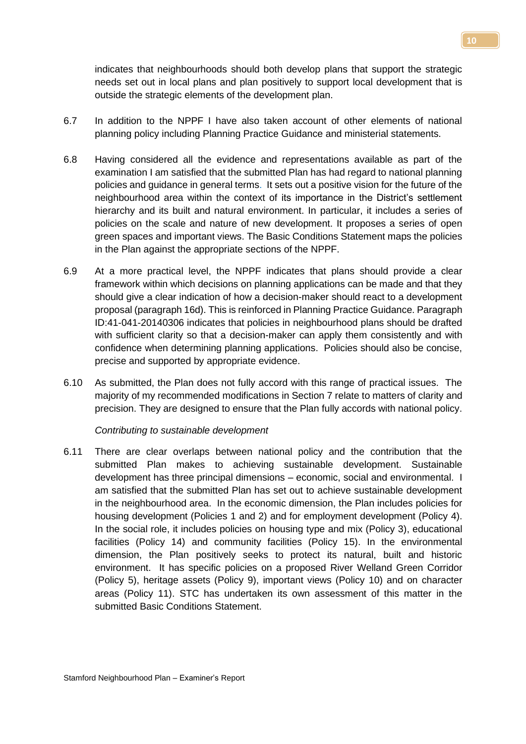indicates that neighbourhoods should both develop plans that support the strategic needs set out in local plans and plan positively to support local development that is outside the strategic elements of the development plan.

6.7 In addition to the NPPF I have also taken account of other elements of national planning policy including Planning Practice Guidance and ministerial statements.

6.8 Having considered all the evidence and representations available as part of the examination I am satisfied that the submitted Plan has had regard to national planning policies and guidance in general terms. It sets out a positive vision for the future of the neighbourhood area within the context of its importance in the District's settlement hierarchy and its built and natural environment. In particular, it includes a series of policies on the scale and nature of new development. It proposes a series of open green spaces and important views. The Basic Conditions Statement maps the policies in the Plan against the appropriate sections of the NPPF.

6.9 At a more practical level, the NPPF indicates that plans should provide a clear framework within which decisions on planning applications can be made and that they should give a clear indication of how a decision-maker should react to a development proposal (paragraph 16d). This is reinforced in Planning Practice Guidance. Paragraph ID:41-041-20140306 indicates that policies in neighbourhood plans should be drafted with sufficient clarity so that a decision-maker can apply them consistently and with confidence when determining planning applications. Policies should also be concise, precise and supported by appropriate evidence.

6.10 As submitted, the Plan does not fully accord with this range of practical issues. The majority of my recommended modifications in Section 7 relate to matters of clarity and precision. They are designed to ensure that the Plan fully accords with national policy.

*Contributing to sustainable development*

6.11 There are clear overlaps between national policy and the contribution that the submitted Plan makes to achieving sustainable development. Sustainable development has three principal dimensions – economic, social and environmental. I am satisfied that the submitted Plan has set out to achieve sustainable development in the neighbourhood area. In the economic dimension, the Plan includes policies for housing development (Policies 1 and 2) and for employment development (Policy 4). In the social role, it includes policies on housing type and mix (Policy 3), educational facilities (Policy 14) and community facilities (Policy 15). In the environmental dimension, the Plan positively seeks to protect its natural, built and historic environment. It has specific policies on a proposed River Welland Green Corridor (Policy 5), heritage assets (Policy 9), important views (Policy 10) and on character areas (Policy 11). STC has undertaken its own assessment of this matter in the submitted Basic Conditions Statement.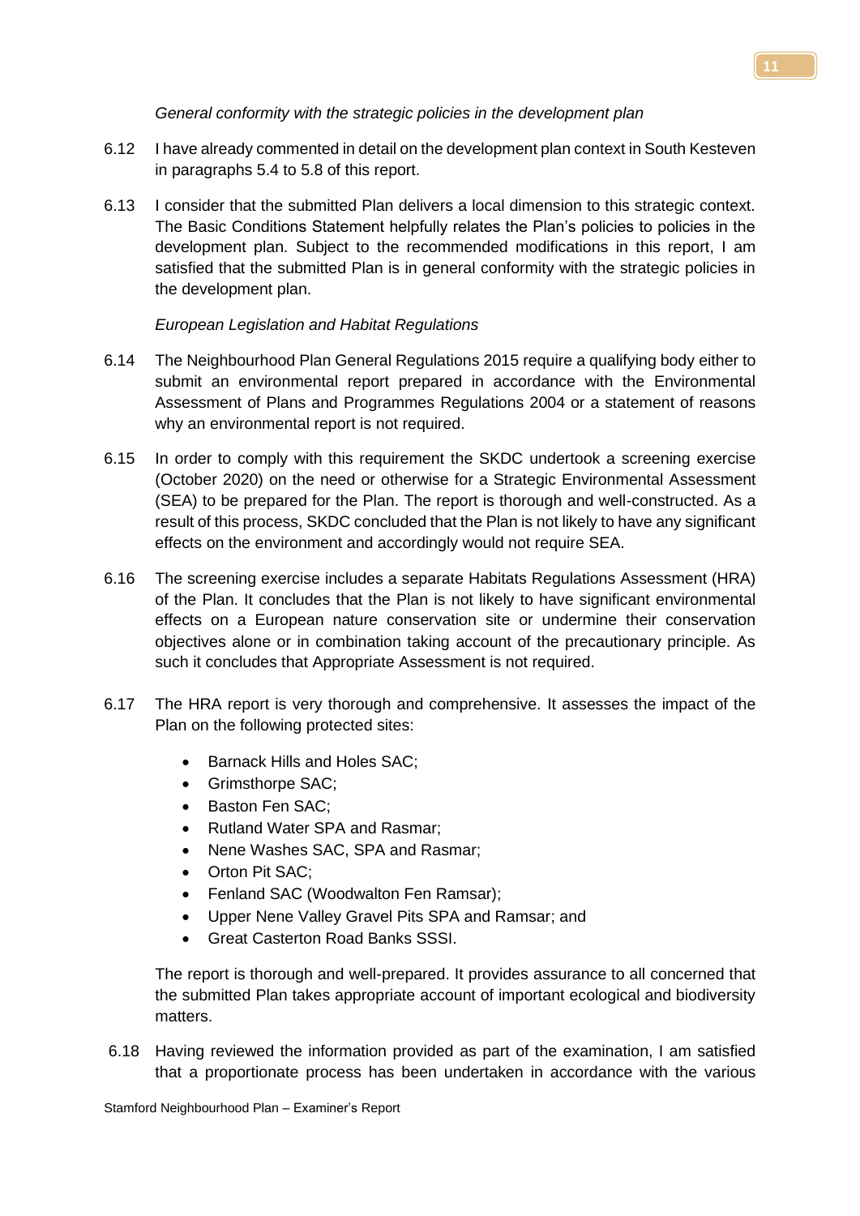*General conformity with the strategic policies in the development plan*

6.12 I have already commented in detail on the development plan context in South Kesteven in paragraphs 5.4 to 5.8 of this report.

6.13 I consider that the submitted Plan delivers a local dimension to this strategic context. The Basic Conditions Statement helpfully relates the Plan's policies to policies in the development plan. Subject to the recommended modifications in this report, I am satisfied that the submitted Plan is in general conformity with the strategic policies in the development plan.

*European Legislation and Habitat Regulations*

6.14 The Neighbourhood Plan General Regulations 2015 require a qualifying body either to submit an environmental report prepared in accordance with the Environmental Assessment of Plans and Programmes Regulations 2004 or a statement of reasons why an environmental report is not required.

6.15 In order to comply with this requirement the SKDC undertook a screening exercise (October 2020) on the need or otherwise for a Strategic Environmental Assessment (SEA) to be prepared for the Plan. The report is thorough and well-constructed. As a result of this process, SKDC concluded that the Plan is not likely to have any significant effects on the environment and accordingly would not require SEA.

6.16 The screening exercise includes a separate Habitats Regulations Assessment (HRA) of the Plan. It concludes that the Plan is not likely to have significant environmental effects on a European nature conservation site or undermine their conservation objectives alone or in combination taking account of the precautionary principle. As such it concludes that Appropriate Assessment is not required.

6.17 The HRA report is very thorough and comprehensive. It assesses the impact of the Plan on the following protected sites:

- Barnack Hills and Holes SAC;
- Grimsthorpe SAC;
- Baston Fen SAC;
- Rutland Water SPA and Rasmar;
- Nene Washes SAC, SPA and Rasmar;
- Orton Pit SAC;
- Fenland SAC (Woodwalton Fen Ramsar);
- Upper Nene Valley Gravel Pits SPA and Ramsar; and
- Great Casterton Road Banks SSSI.

The report is thorough and well-prepared. It provides assurance to all concerned that the submitted Plan takes appropriate account of important ecological and biodiversity matters.

6.18 Having reviewed the information provided as part of the examination, I am satisfied that a proportionate process has been undertaken in accordance with the various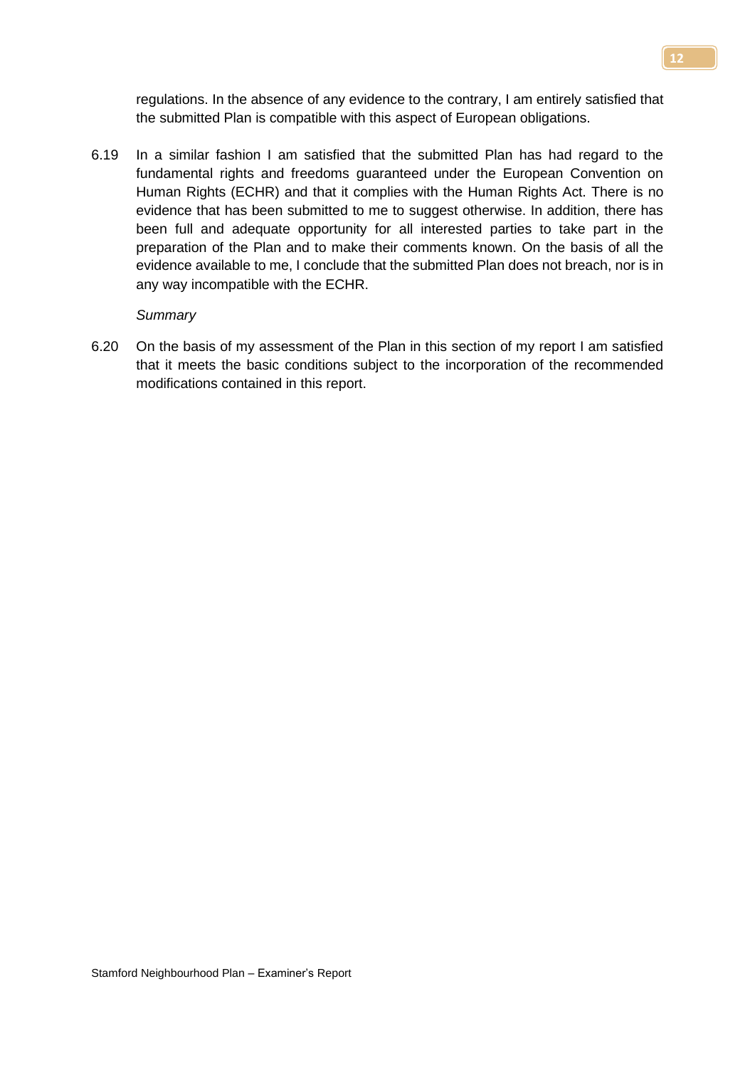regulations. In the absence of any evidence to the contrary, I am entirely satisfied that the submitted Plan is compatible with this aspect of European obligations.

6.19 In a similar fashion I am satisfied that the submitted Plan has had regard to the fundamental rights and freedoms guaranteed under the European Convention on Human Rights (ECHR) and that it complies with the Human Rights Act. There is no evidence that has been submitted to me to suggest otherwise. In addition, there has been full and adequate opportunity for all interested parties to take part in the preparation of the Plan and to make their comments known. On the basis of all the evidence available to me, I conclude that the submitted Plan does not breach, nor is in any way incompatible with the ECHR.

*Summary*

6.20 On the basis of my assessment of the Plan in this section of my report I am satisfied that it meets the basic conditions subject to the incorporation of the recommended modifications contained in this report.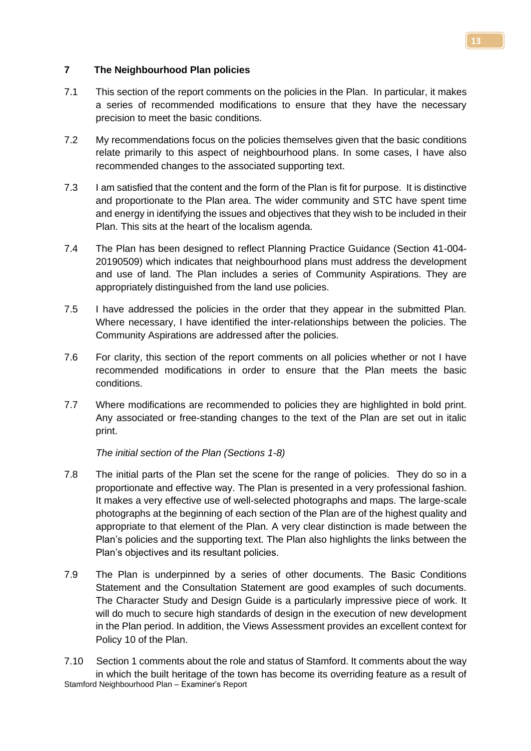## 7 The Neighbourhood Plan policies

7.1 This section of the report comments on the policies in the Plan. In particular, it makes a series of recommended modifications to ensure that they have the necessary precision to meet the basic conditions.

7.2 My recommendations focus on the policies themselves given that the basic conditions relate primarily to this aspect of neighbourhood plans. In some cases, I have also recommended changes to the associated supporting text.

7.3 I am satisfied that the content and the form of the Plan is fit for purpose. It is distinctive and proportionate to the Plan area. The wider community and STC have spent time and energy in identifying the issues and objectives that they wish to be included in their Plan. This sits at the heart of the localism agenda.

7.4 The Plan has been designed to reflect Planning Practice Guidance (Section 41-004-20190509) which indicates that neighbourhood plans must address the development and use of land. The Plan includes a series of Community Aspirations. They are appropriately distinguished from the land use policies.

7.5 I have addressed the policies in the order that they appear in the submitted Plan. Where necessary, I have identified the inter-relationships between the policies. The Community Aspirations are addressed after the policies.

7.6 For clarity, this section of the report comments on all policies whether or not I have recommended modifications in order to ensure that the Plan meets the basic conditions.

7.7 Where modifications are recommended to policies they are highlighted in bold print. Any associated or free-standing changes to the text of the Plan are set out in italic print.

*The initial section of the Plan (Sections 1-8)*

7.8 The initial parts of the Plan set the scene for the range of policies. They do so in a proportionate and effective way. The Plan is presented in a very professional fashion. It makes a very effective use of well-selected photographs and maps. The large-scale photographs at the beginning of each section of the Plan are of the highest quality and appropriate to that element of the Plan. A very clear distinction is made between the Plan's policies and the supporting text. The Plan also highlights the links between the Plan's objectives and its resultant policies.

7.9 The Plan is underpinned by a series of other documents. The Basic Conditions Statement and the Consultation Statement are good examples of such documents. The Character Study and Design Guide is a particularly impressive piece of work. It will do much to secure high standards of design in the execution of new development in the Plan period. In addition, the Views Assessment provides an excellent context for Policy 10 of the Plan.

7.10 Section 1 comments about the role and status of Stamford. It comments about the way in which the built heritage of the town has become its overriding feature as a result of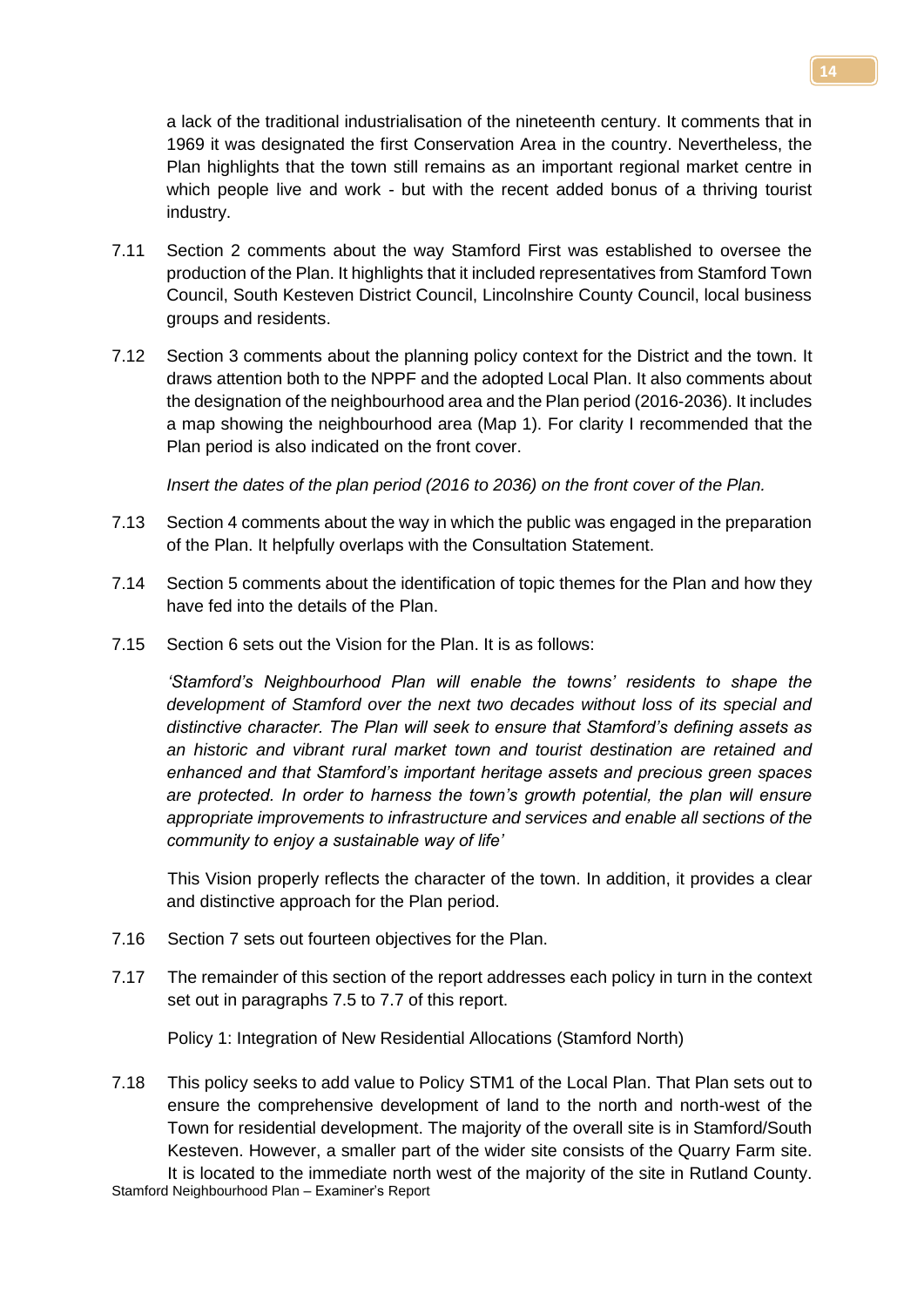a lack of the traditional industrialisation of the nineteenth century. It comments that in 1969 it was designated the first Conservation Area in the country. Nevertheless, the Plan highlights that the town still remains as an important regional market centre in which people live and work - but with the recent added bonus of a thriving tourist industry.

7.11 Section 2 comments about the way Stamford First was established to oversee the production of the Plan. It highlights that it included representatives from Stamford Town Council, South Kesteven District Council, Lincolnshire County Council, local business groups and residents.

7.12 Section 3 comments about the planning policy context for the District and the town. It draws attention both to the NPPF and the adopted Local Plan. It also comments about the designation of the neighbourhood area and the Plan period (2016-2036). It includes a map showing the neighbourhood area (Map 1). For clarity I recommended that the Plan period is also indicated on the front cover.

*Insert the dates of the plan period (2016 to 2036) on the front cover of the Plan.*

7.13 Section 4 comments about the way in which the public was engaged in the preparation of the Plan. It helpfully overlaps with the Consultation Statement.

7.14 Section 5 comments about the identification of topic themes for the Plan and how they have fed into the details of the Plan.

7.15 Section 6 sets out the Vision for the Plan. It is as follows:

*'Stamford's Neighbourhood Plan will enable the towns' residents to shape the development of Stamford over the next two decades without loss of its special and distinctive character. The Plan will seek to ensure that Stamford's defining assets as an historic and vibrant rural market town and tourist destination are retained and enhanced and that Stamford's important heritage assets and precious green spaces are protected. In order to harness the town's growth potential, the plan will ensure appropriate improvements to infrastructure and services and enable all sections of the community to enjoy a sustainable way of life'*

This Vision properly reflects the character of the town. In addition, it provides a clear and distinctive approach for the Plan period.

7.16 Section 7 sets out fourteen objectives for the Plan.

7.17 The remainder of this section of the report addresses each policy in turn in the context set out in paragraphs 7.5 to 7.7 of this report.

Policy 1: Integration of New Residential Allocations (Stamford North)

7.18 This policy seeks to add value to Policy STM1 of the Local Plan. That Plan sets out to ensure the comprehensive development of land to the north and north-west of the Town for residential development. The majority of the overall site is in Stamford/South Kesteven. However, a smaller part of the wider site consists of the Quarry Farm site. It is located to the immediate north west of the majority of the site in Rutland County.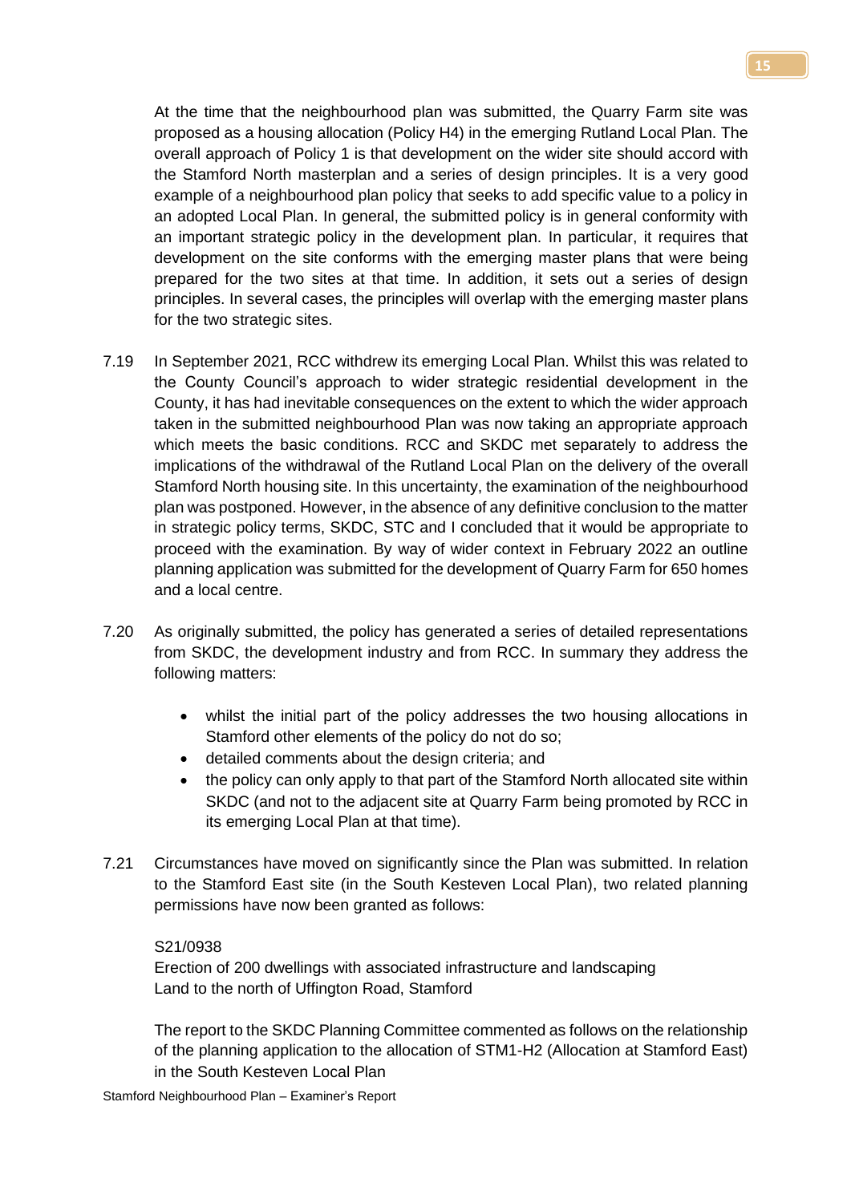At the time that the neighbourhood plan was submitted, the Quarry Farm site was proposed as a housing allocation (Policy H4) in the emerging Rutland Local Plan. The overall approach of Policy 1 is that development on the wider site should accord with the Stamford North masterplan and a series of design principles. It is a very good example of a neighbourhood plan policy that seeks to add specific value to a policy in an adopted Local Plan. In general, the submitted policy is in general conformity with an important strategic policy in the development plan. In particular, it requires that development on the site conforms with the emerging master plans that were being prepared for the two sites at that time. In addition, it sets out a series of design principles. In several cases, the principles will overlap with the emerging master plans for the two strategic sites.

7.19 In September 2021, RCC withdrew its emerging Local Plan. Whilst this was related to the County Council's approach to wider strategic residential development in the County, it has had inevitable consequences on the extent to which the wider approach taken in the submitted neighbourhood Plan was now taking an appropriate approach which meets the basic conditions. RCC and SKDC met separately to address the implications of the withdrawal of the Rutland Local Plan on the delivery of the overall Stamford North housing site. In this uncertainty, the examination of the neighbourhood plan was postponed. However, in the absence of any definitive conclusion to the matter in strategic policy terms, SKDC, STC and I concluded that it would be appropriate to proceed with the examination. By way of wider context in February 2022 an outline planning application was submitted for the development of Quarry Farm for 650 homes and a local centre.

7.20 As originally submitted, the policy has generated a series of detailed representations from SKDC, the development industry and from RCC. In summary they address the following matters:

- whilst the initial part of the policy addresses the two housing allocations in Stamford other elements of the policy do not do so;
- detailed comments about the design criteria; and
- the policy can only apply to that part of the Stamford North allocated site within SKDC (and not to the adjacent site at Quarry Farm being promoted by RCC in its emerging Local Plan at that time).

7.21 Circumstances have moved on significantly since the Plan was submitted. In relation to the Stamford East site (in the South Kesteven Local Plan), two related planning permissions have now been granted as follows:

S21/0938
Erection of 200 dwellings with associated infrastructure and landscaping
Land to the north of Uffington Road, Stamford

The report to the SKDC Planning Committee commented as follows on the relationship of the planning application to the allocation of STM1-H2 (Allocation at Stamford East) in the South Kesteven Local Plan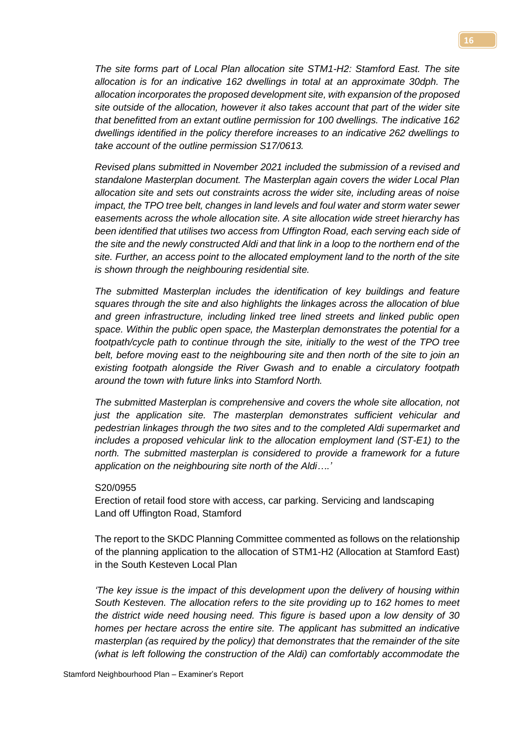*The site forms part of Local Plan allocation site STM1-H2: Stamford East. The site allocation is for an indicative 162 dwellings in total at an approximate 30dph. The allocation incorporates the proposed development site, with expansion of the proposed site outside of the allocation, however it also takes account that part of the wider site that benefitted from an extant outline permission for 100 dwellings. The indicative 162 dwellings identified in the policy therefore increases to an indicative 262 dwellings to take account of the outline permission S17/0613.*

*Revised plans submitted in November 2021 included the submission of a revised and standalone Masterplan document. The Masterplan again covers the wider Local Plan allocation site and sets out constraints across the wider site, including areas of noise impact, the TPO tree belt, changes in land levels and foul water and storm water sewer easements across the whole allocation site. A site allocation wide street hierarchy has been identified that utilises two access from Uffington Road, each serving each side of the site and the newly constructed Aldi and that link in a loop to the northern end of the site. Further, an access point to the allocated employment land to the north of the site is shown through the neighbouring residential site.*

*The submitted Masterplan includes the identification of key buildings and feature squares through the site and also highlights the linkages across the allocation of blue and green infrastructure, including linked tree lined streets and linked public open space. Within the public open space, the Masterplan demonstrates the potential for a footpath/cycle path to continue through the site, initially to the west of the TPO tree belt, before moving east to the neighbouring site and then north of the site to join an existing footpath alongside the River Gwash and to enable a circulatory footpath around the town with future links into Stamford North.*

*The submitted Masterplan is comprehensive and covers the whole site allocation, not just the application site. The masterplan demonstrates sufficient vehicular and pedestrian linkages through the two sites and to the completed Aldi supermarket and includes a proposed vehicular link to the allocation employment land (ST-E1) to the north. The submitted masterplan is considered to provide a framework for a future application on the neighbouring site north of the Aldi….'*

S20/0955
Erection of retail food store with access, car parking. Servicing and landscaping
Land off Uffington Road, Stamford

The report to the SKDC Planning Committee commented as follows on the relationship of the planning application to the allocation of STM1-H2 (Allocation at Stamford East) in the South Kesteven Local Plan

*'The key issue is the impact of this development upon the delivery of housing within South Kesteven. The allocation refers to the site providing up to 162 homes to meet the district wide need housing need. This figure is based upon a low density of 30 homes per hectare across the entire site. The applicant has submitted an indicative masterplan (as required by the policy) that demonstrates that the remainder of the site (what is left following the construction of the Aldi) can comfortably accommodate the*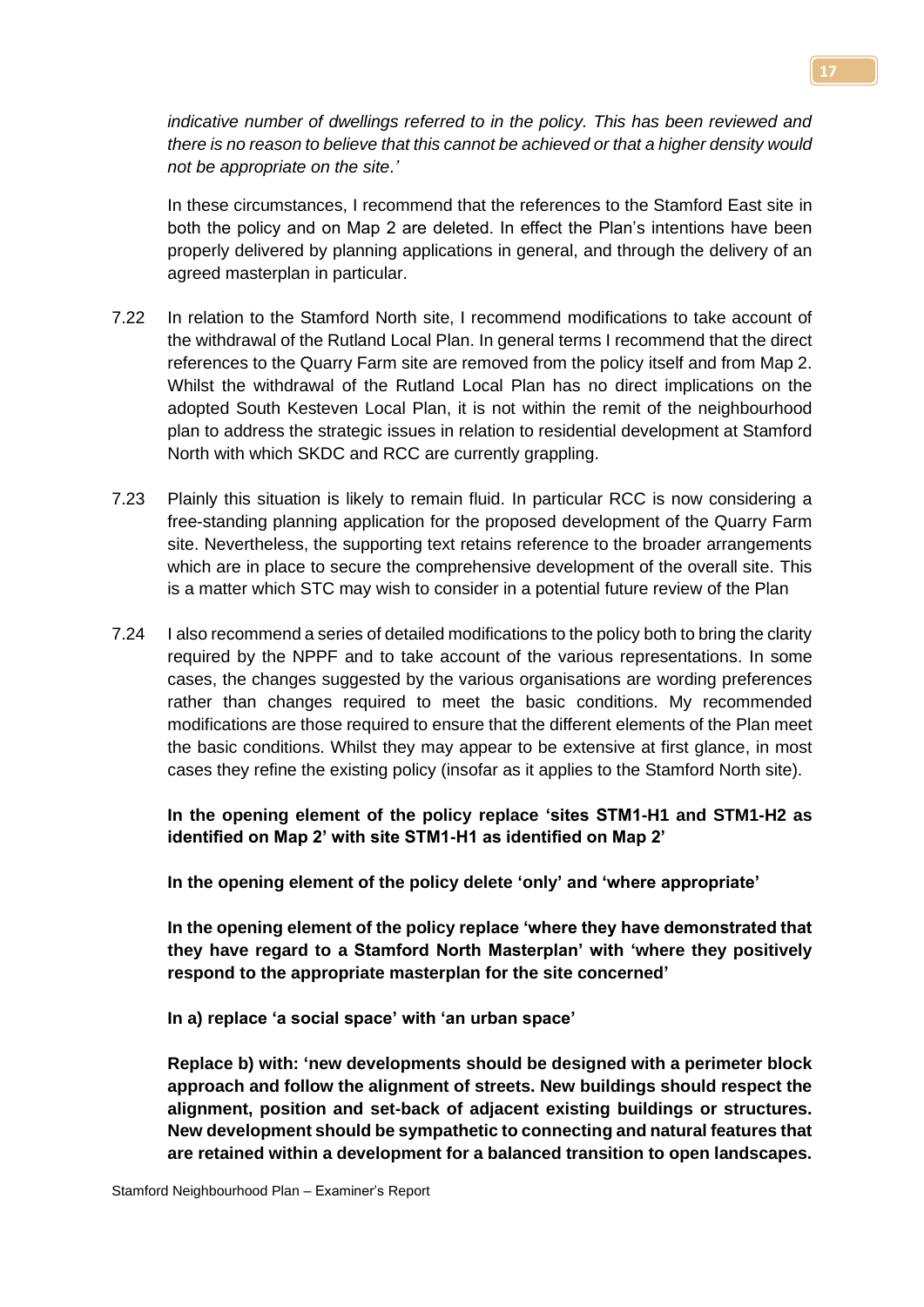*indicative number of dwellings referred to in the policy. This has been reviewed and there is no reason to believe that this cannot be achieved or that a higher density would not be appropriate on the site.'*

In these circumstances, I recommend that the references to the Stamford East site in both the policy and on Map 2 are deleted. In effect the Plan's intentions have been properly delivered by planning applications in general, and through the delivery of an agreed masterplan in particular.

7.22 In relation to the Stamford North site, I recommend modifications to take account of the withdrawal of the Rutland Local Plan. In general terms I recommend that the direct references to the Quarry Farm site are removed from the policy itself and from Map 2. Whilst the withdrawal of the Rutland Local Plan has no direct implications on the adopted South Kesteven Local Plan, it is not within the remit of the neighbourhood plan to address the strategic issues in relation to residential development at Stamford North with which SKDC and RCC are currently grappling.

7.23 Plainly this situation is likely to remain fluid. In particular RCC is now considering a free-standing planning application for the proposed development of the Quarry Farm site. Nevertheless, the supporting text retains reference to the broader arrangements which are in place to secure the comprehensive development of the overall site. This is a matter which STC may wish to consider in a potential future review of the Plan

7.24 I also recommend a series of detailed modifications to the policy both to bring the clarity required by the NPPF and to take account of the various representations. In some cases, the changes suggested by the various organisations are wording preferences rather than changes required to meet the basic conditions. My recommended modifications are those required to ensure that the different elements of the Plan meet the basic conditions. Whilst they may appear to be extensive at first glance, in most cases they refine the existing policy (insofar as it applies to the Stamford North site).

**In the opening element of the policy replace 'sites STM1-H1 and STM1-H2 as identified on Map 2' with site STM1-H1 as identified on Map 2'**

**In the opening element of the policy delete 'only' and 'where appropriate'**

**In the opening element of the policy replace 'where they have demonstrated that they have regard to a Stamford North Masterplan' with 'where they positively respond to the appropriate masterplan for the site concerned'**

**In a) replace 'a social space' with 'an urban space'**

**Replace b) with: 'new developments should be designed with a perimeter block approach and follow the alignment of streets. New buildings should respect the alignment, position and set-back of adjacent existing buildings or structures. New development should be sympathetic to connecting and natural features that are retained within a development for a balanced transition to open landscapes.**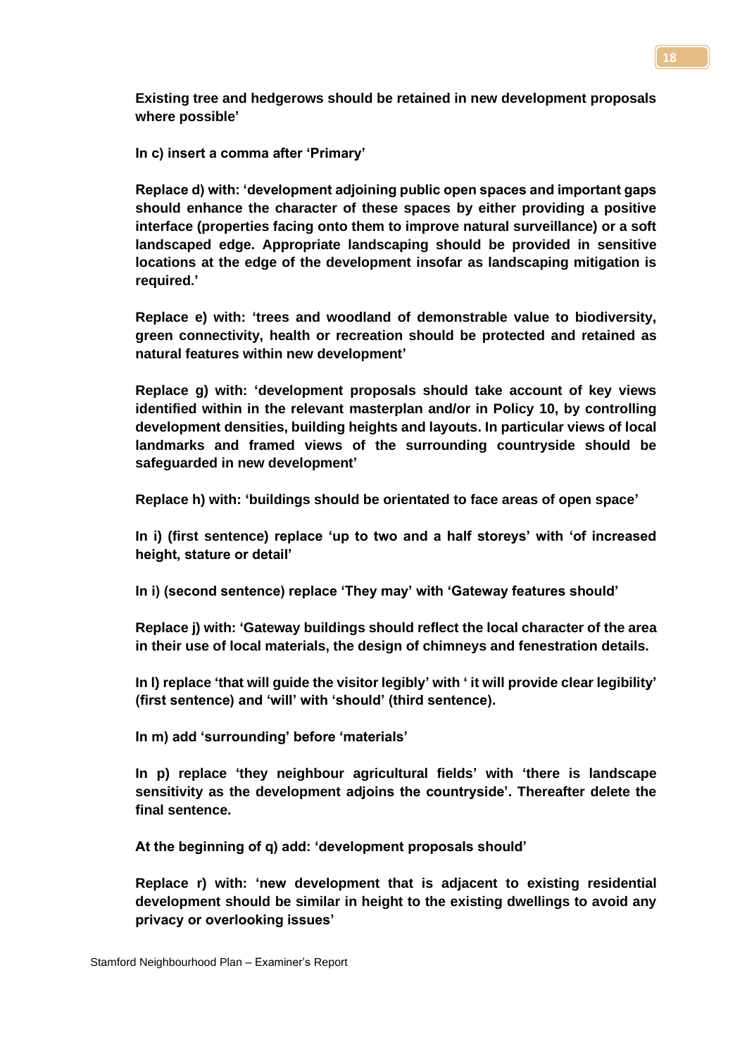**Existing tree and hedgerows should be retained in new development proposals where possible'**

**In c) insert a comma after 'Primary'**

**Replace d) with: 'development adjoining public open spaces and important gaps should enhance the character of these spaces by either providing a positive interface (properties facing onto them to improve natural surveillance) or a soft landscaped edge. Appropriate landscaping should be provided in sensitive locations at the edge of the development insofar as landscaping mitigation is required.'**

**Replace e) with: 'trees and woodland of demonstrable value to biodiversity, green connectivity, health or recreation should be protected and retained as natural features within new development'**

**Replace g) with: 'development proposals should take account of key views identified within in the relevant masterplan and/or in Policy 10, by controlling development densities, building heights and layouts. In particular views of local landmarks and framed views of the surrounding countryside should be safeguarded in new development'**

**Replace h) with: 'buildings should be orientated to face areas of open space'**

**In i) (first sentence) replace 'up to two and a half storeys' with 'of increased height, stature or detail'**

**In i) (second sentence) replace 'They may' with 'Gateway features should'**

**Replace j) with: 'Gateway buildings should reflect the local character of the area in their use of local materials, the design of chimneys and fenestration details.**

**In l) replace 'that will guide the visitor legibly' with ' it will provide clear legibility' (first sentence) and 'will' with 'should' (third sentence).**

**In m) add 'surrounding' before 'materials'**

**In p) replace 'they neighbour agricultural fields' with 'there is landscape sensitivity as the development adjoins the countryside'. Thereafter delete the final sentence.**

**At the beginning of q) add: 'development proposals should'**

**Replace r) with: 'new development that is adjacent to existing residential development should be similar in height to the existing dwellings to avoid any privacy or overlooking issues'**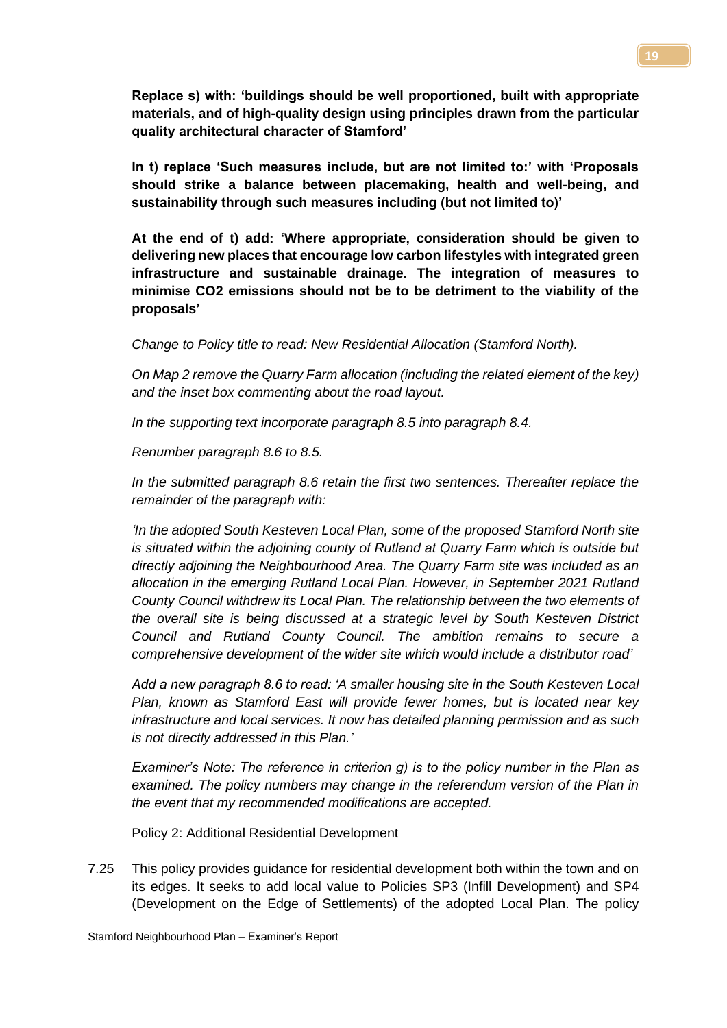**Replace s) with: 'buildings should be well proportioned, built with appropriate materials, and of high-quality design using principles drawn from the particular quality architectural character of Stamford'**

**In t) replace 'Such measures include, but are not limited to:' with 'Proposals should strike a balance between placemaking, health and well-being, and sustainability through such measures including (but not limited to)'**

**At the end of t) add: 'Where appropriate, consideration should be given to delivering new places that encourage low carbon lifestyles with integrated green infrastructure and sustainable drainage. The integration of measures to minimise CO2 emissions should not be to be detriment to the viability of the proposals'**

*Change to Policy title to read: New Residential Allocation (Stamford North).*

*On Map 2 remove the Quarry Farm allocation (including the related element of the key) and the inset box commenting about the road layout.*

*In the supporting text incorporate paragraph 8.5 into paragraph 8.4.*

*Renumber paragraph 8.6 to 8.5.*

*In the submitted paragraph 8.6 retain the first two sentences. Thereafter replace the remainder of the paragraph with:*

*'In the adopted South Kesteven Local Plan, some of the proposed Stamford North site is situated within the adjoining county of Rutland at Quarry Farm which is outside but directly adjoining the Neighbourhood Area. The Quarry Farm site was included as an allocation in the emerging Rutland Local Plan. However, in September 2021 Rutland County Council withdrew its Local Plan. The relationship between the two elements of the overall site is being discussed at a strategic level by South Kesteven District Council and Rutland County Council. The ambition remains to secure a comprehensive development of the wider site which would include a distributor road'*

*Add a new paragraph 8.6 to read: 'A smaller housing site in the South Kesteven Local Plan, known as Stamford East will provide fewer homes, but is located near key infrastructure and local services. It now has detailed planning permission and as such is not directly addressed in this Plan.'*

*Examiner's Note: The reference in criterion g) is to the policy number in the Plan as examined. The policy numbers may change in the referendum version of the Plan in the event that my recommended modifications are accepted.*

Policy 2: Additional Residential Development

7.25 This policy provides guidance for residential development both within the town and on its edges. It seeks to add local value to Policies SP3 (Infill Development) and SP4 (Development on the Edge of Settlements) of the adopted Local Plan. The policy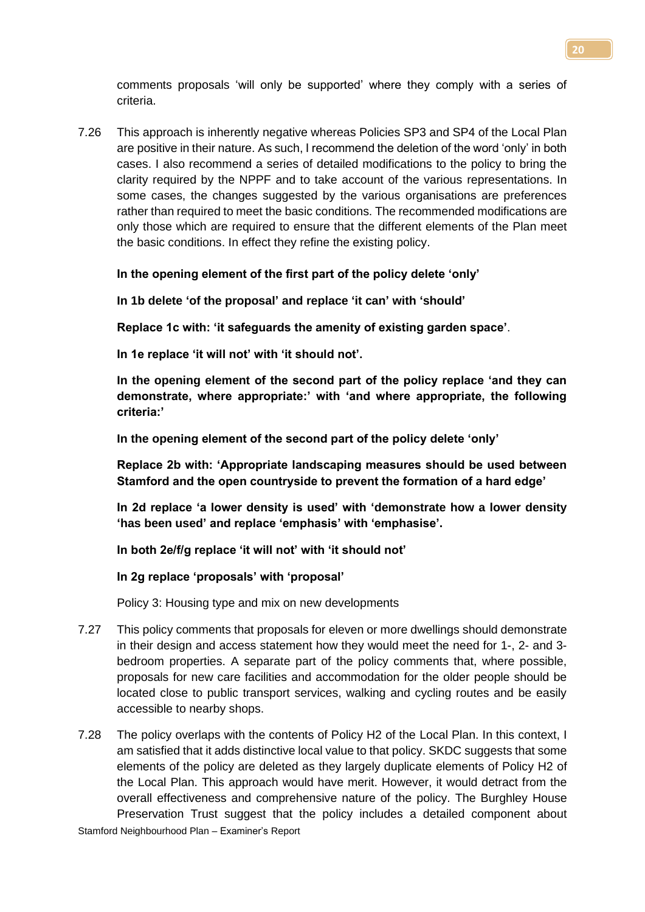comments proposals 'will only be supported' where they comply with a series of criteria.

7.26 This approach is inherently negative whereas Policies SP3 and SP4 of the Local Plan are positive in their nature. As such, I recommend the deletion of the word 'only' in both cases. I also recommend a series of detailed modifications to the policy to bring the clarity required by the NPPF and to take account of the various representations. In some cases, the changes suggested by the various organisations are preferences rather than required to meet the basic conditions. The recommended modifications are only those which are required to ensure that the different elements of the Plan meet the basic conditions. In effect they refine the existing policy.

**In the opening element of the first part of the policy delete 'only'**

**In 1b delete 'of the proposal' and replace 'it can' with 'should'**

**Replace 1c with: 'it safeguards the amenity of existing garden space'**.

**In 1e replace 'it will not' with 'it should not'.**

**In the opening element of the second part of the policy replace 'and they can demonstrate, where appropriate:' with 'and where appropriate, the following criteria:'**

**In the opening element of the second part of the policy delete 'only'**

**Replace 2b with: 'Appropriate landscaping measures should be used between Stamford and the open countryside to prevent the formation of a hard edge'**

**In 2d replace 'a lower density is used' with 'demonstrate how a lower density 'has been used' and replace 'emphasis' with 'emphasise'.**

**In both 2e/f/g replace 'it will not' with 'it should not'**

**In 2g replace 'proposals' with 'proposal'**

Policy 3: Housing type and mix on new developments

7.27 This policy comments that proposals for eleven or more dwellings should demonstrate in their design and access statement how they would meet the need for 1-, 2- and 3-bedroom properties. A separate part of the policy comments that, where possible, proposals for new care facilities and accommodation for the older people should be located close to public transport services, walking and cycling routes and be easily accessible to nearby shops.

7.28 The policy overlaps with the contents of Policy H2 of the Local Plan. In this context, I am satisfied that it adds distinctive local value to that policy. SKDC suggests that some elements of the policy are deleted as they largely duplicate elements of Policy H2 of the Local Plan. This approach would have merit. However, it would detract from the overall effectiveness and comprehensive nature of the policy. The Burghley House Preservation Trust suggest that the policy includes a detailed component about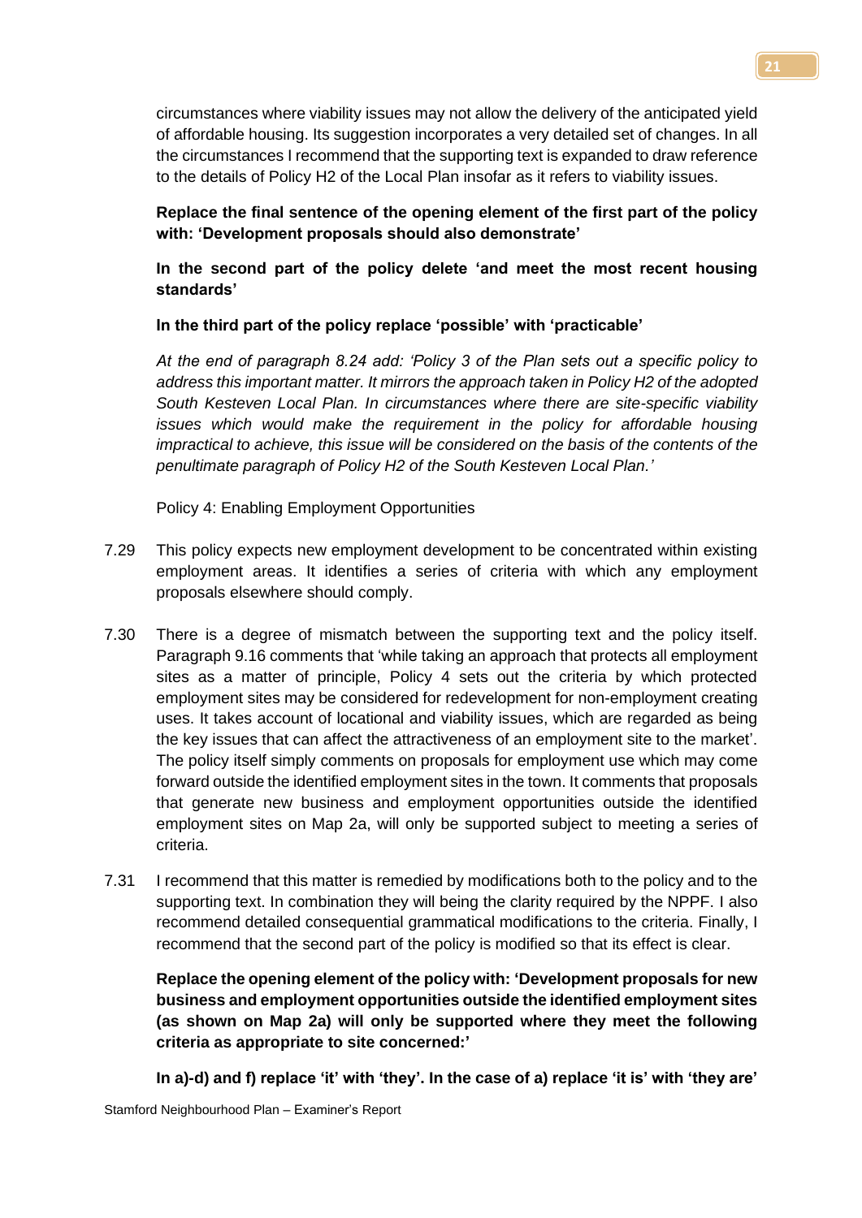circumstances where viability issues may not allow the delivery of the anticipated yield of affordable housing. Its suggestion incorporates a very detailed set of changes. In all the circumstances I recommend that the supporting text is expanded to draw reference to the details of Policy H2 of the Local Plan insofar as it refers to viability issues.

**Replace the final sentence of the opening element of the first part of the policy with: 'Development proposals should also demonstrate'**

**In the second part of the policy delete 'and meet the most recent housing standards'**

**In the third part of the policy replace 'possible' with 'practicable'**

*At the end of paragraph 8.24 add: 'Policy 3 of the Plan sets out a specific policy to address this important matter. It mirrors the approach taken in Policy H2 of the adopted South Kesteven Local Plan. In circumstances where there are site-specific viability issues which would make the requirement in the policy for affordable housing impractical to achieve, this issue will be considered on the basis of the contents of the penultimate paragraph of Policy H2 of the South Kesteven Local Plan.'*

Policy 4: Enabling Employment Opportunities

7.29 This policy expects new employment development to be concentrated within existing employment areas. It identifies a series of criteria with which any employment proposals elsewhere should comply.

7.30 There is a degree of mismatch between the supporting text and the policy itself. Paragraph 9.16 comments that 'while taking an approach that protects all employment sites as a matter of principle, Policy 4 sets out the criteria by which protected employment sites may be considered for redevelopment for non-employment creating uses. It takes account of locational and viability issues, which are regarded as being the key issues that can affect the attractiveness of an employment site to the market'. The policy itself simply comments on proposals for employment use which may come forward outside the identified employment sites in the town. It comments that proposals that generate new business and employment opportunities outside the identified employment sites on Map 2a, will only be supported subject to meeting a series of criteria.

7.31 I recommend that this matter is remedied by modifications both to the policy and to the supporting text. In combination they will being the clarity required by the NPPF. I also recommend detailed consequential grammatical modifications to the criteria. Finally, I recommend that the second part of the policy is modified so that its effect is clear.

**Replace the opening element of the policy with: 'Development proposals for new business and employment opportunities outside the identified employment sites (as shown on Map 2a) will only be supported where they meet the following criteria as appropriate to site concerned:'**

**In a)-d) and f) replace 'it' with 'they'. In the case of a) replace 'it is' with 'they are'**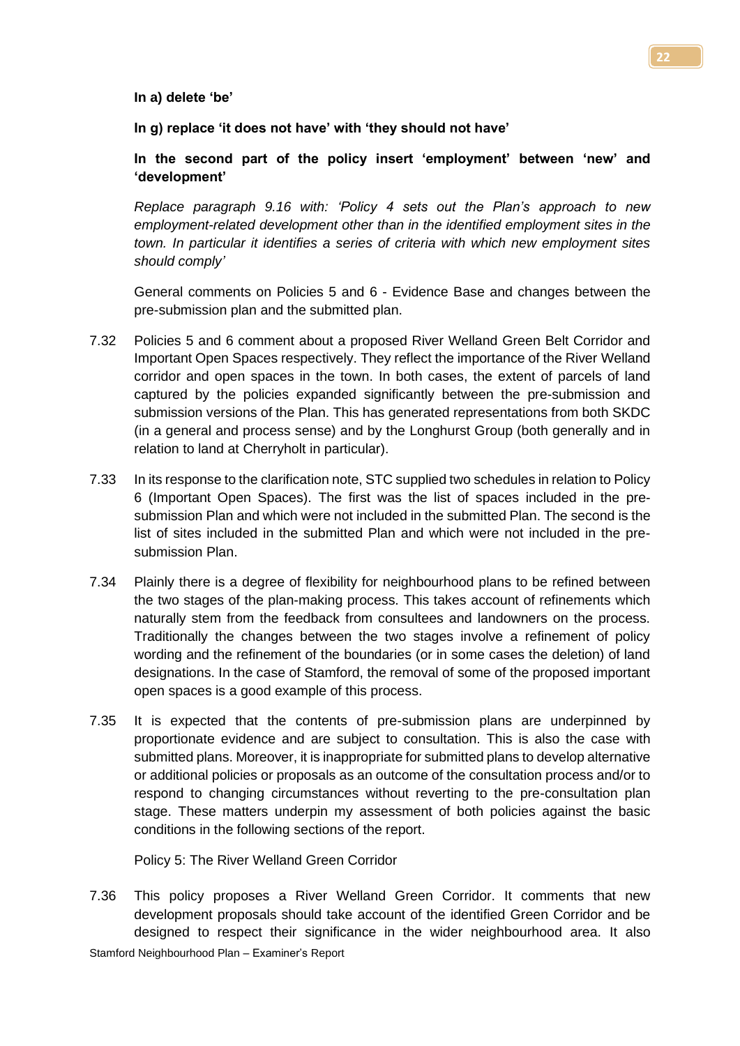**In a) delete 'be'**

**In g) replace 'it does not have' with 'they should not have'**

**In the second part of the policy insert 'employment' between 'new' and 'development'**

*Replace paragraph 9.16 with: 'Policy 4 sets out the Plan's approach to new employment-related development other than in the identified employment sites in the town. In particular it identifies a series of criteria with which new employment sites should comply'*

General comments on Policies 5 and 6 - Evidence Base and changes between the pre-submission plan and the submitted plan.

7.32 Policies 5 and 6 comment about a proposed River Welland Green Belt Corridor and Important Open Spaces respectively. They reflect the importance of the River Welland corridor and open spaces in the town. In both cases, the extent of parcels of land captured by the policies expanded significantly between the pre-submission and submission versions of the Plan. This has generated representations from both SKDC (in a general and process sense) and by the Longhurst Group (both generally and in relation to land at Cherryholt in particular).

7.33 In its response to the clarification note, STC supplied two schedules in relation to Policy 6 (Important Open Spaces). The first was the list of spaces included in the pre-submission Plan and which were not included in the submitted Plan. The second is the list of sites included in the submitted Plan and which were not included in the pre-submission Plan.

7.34 Plainly there is a degree of flexibility for neighbourhood plans to be refined between the two stages of the plan-making process. This takes account of refinements which naturally stem from the feedback from consultees and landowners on the process. Traditionally the changes between the two stages involve a refinement of policy wording and the refinement of the boundaries (or in some cases the deletion) of land designations. In the case of Stamford, the removal of some of the proposed important open spaces is a good example of this process.

7.35 It is expected that the contents of pre-submission plans are underpinned by proportionate evidence and are subject to consultation. This is also the case with submitted plans. Moreover, it is inappropriate for submitted plans to develop alternative or additional policies or proposals as an outcome of the consultation process and/or to respond to changing circumstances without reverting to the pre-consultation plan stage. These matters underpin my assessment of both policies against the basic conditions in the following sections of the report.

Policy 5: The River Welland Green Corridor

7.36 This policy proposes a River Welland Green Corridor. It comments that new development proposals should take account of the identified Green Corridor and be designed to respect their significance in the wider neighbourhood area. It also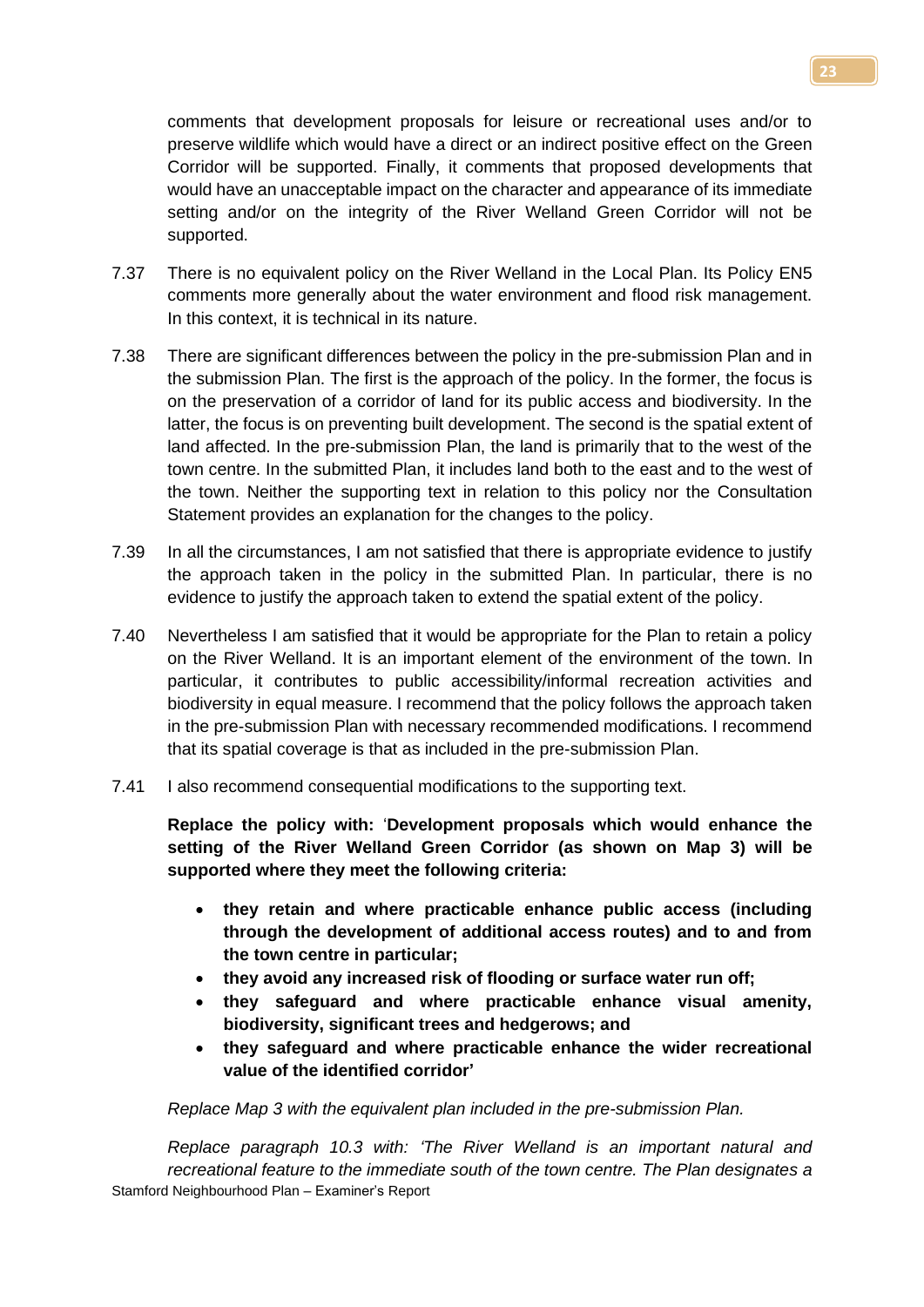comments that development proposals for leisure or recreational uses and/or to preserve wildlife which would have a direct or an indirect positive effect on the Green Corridor will be supported. Finally, it comments that proposed developments that would have an unacceptable impact on the character and appearance of its immediate setting and/or on the integrity of the River Welland Green Corridor will not be supported.

7.37 There is no equivalent policy on the River Welland in the Local Plan. Its Policy EN5 comments more generally about the water environment and flood risk management. In this context, it is technical in its nature.

7.38 There are significant differences between the policy in the pre-submission Plan and in the submission Plan. The first is the approach of the policy. In the former, the focus is on the preservation of a corridor of land for its public access and biodiversity. In the latter, the focus is on preventing built development. The second is the spatial extent of land affected. In the pre-submission Plan, the land is primarily that to the west of the town centre. In the submitted Plan, it includes land both to the east and to the west of the town. Neither the supporting text in relation to this policy nor the Consultation Statement provides an explanation for the changes to the policy.

7.39 In all the circumstances, I am not satisfied that there is appropriate evidence to justify the approach taken in the policy in the submitted Plan. In particular, there is no evidence to justify the approach taken to extend the spatial extent of the policy.

7.40 Nevertheless I am satisfied that it would be appropriate for the Plan to retain a policy on the River Welland. It is an important element of the environment of the town. In particular, it contributes to public accessibility/informal recreation activities and biodiversity in equal measure. I recommend that the policy follows the approach taken in the pre-submission Plan with necessary recommended modifications. I recommend that its spatial coverage is that as included in the pre-submission Plan.

7.41 I also recommend consequential modifications to the supporting text.

**Replace the policy with:** '**Development proposals which would enhance the setting of the River Welland Green Corridor (as shown on Map 3) will be supported where they meet the following criteria:**

- **they retain and where practicable enhance public access (including through the development of additional access routes) and to and from the town centre in particular;**
- **they avoid any increased risk of flooding or surface water run off;**
- **they safeguard and where practicable enhance visual amenity, biodiversity, significant trees and hedgerows; and**
- **they safeguard and where practicable enhance the wider recreational value of the identified corridor'**

*Replace Map 3 with the equivalent plan included in the pre-submission Plan.*

*Replace paragraph 10.3 with: 'The River Welland is an important natural and recreational feature to the immediate south of the town centre. The Plan designates a*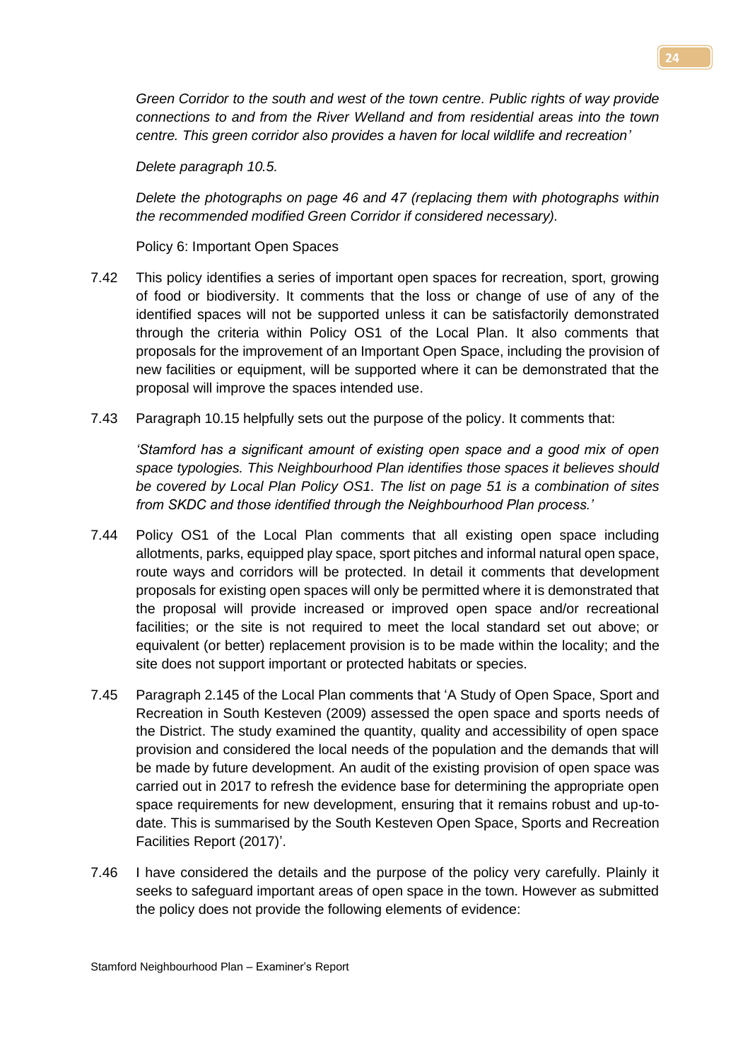*Green Corridor to the south and west of the town centre. Public rights of way provide connections to and from the River Welland and from residential areas into the town centre. This green corridor also provides a haven for local wildlife and recreation'*

*Delete paragraph 10.5.*

*Delete the photographs on page 46 and 47 (replacing them with photographs within the recommended modified Green Corridor if considered necessary).*

Policy 6: Important Open Spaces

7.42 This policy identifies a series of important open spaces for recreation, sport, growing of food or biodiversity. It comments that the loss or change of use of any of the identified spaces will not be supported unless it can be satisfactorily demonstrated through the criteria within Policy OS1 of the Local Plan. It also comments that proposals for the improvement of an Important Open Space, including the provision of new facilities or equipment, will be supported where it can be demonstrated that the proposal will improve the spaces intended use.

7.43 Paragraph 10.15 helpfully sets out the purpose of the policy. It comments that:

*'Stamford has a significant amount of existing open space and a good mix of open space typologies. This Neighbourhood Plan identifies those spaces it believes should be covered by Local Plan Policy OS1. The list on page 51 is a combination of sites from SKDC and those identified through the Neighbourhood Plan process.'*

7.44 Policy OS1 of the Local Plan comments that all existing open space including allotments, parks, equipped play space, sport pitches and informal natural open space, route ways and corridors will be protected. In detail it comments that development proposals for existing open spaces will only be permitted where it is demonstrated that the proposal will provide increased or improved open space and/or recreational facilities; or the site is not required to meet the local standard set out above; or equivalent (or better) replacement provision is to be made within the locality; and the site does not support important or protected habitats or species.

7.45 Paragraph 2.145 of the Local Plan comments that 'A Study of Open Space, Sport and Recreation in South Kesteven (2009) assessed the open space and sports needs of the District. The study examined the quantity, quality and accessibility of open space provision and considered the local needs of the population and the demands that will be made by future development. An audit of the existing provision of open space was carried out in 2017 to refresh the evidence base for determining the appropriate open space requirements for new development, ensuring that it remains robust and up-to-date. This is summarised by the South Kesteven Open Space, Sports and Recreation Facilities Report (2017)'.

7.46 I have considered the details and the purpose of the policy very carefully. Plainly it seeks to safeguard important areas of open space in the town. However as submitted the policy does not provide the following elements of evidence: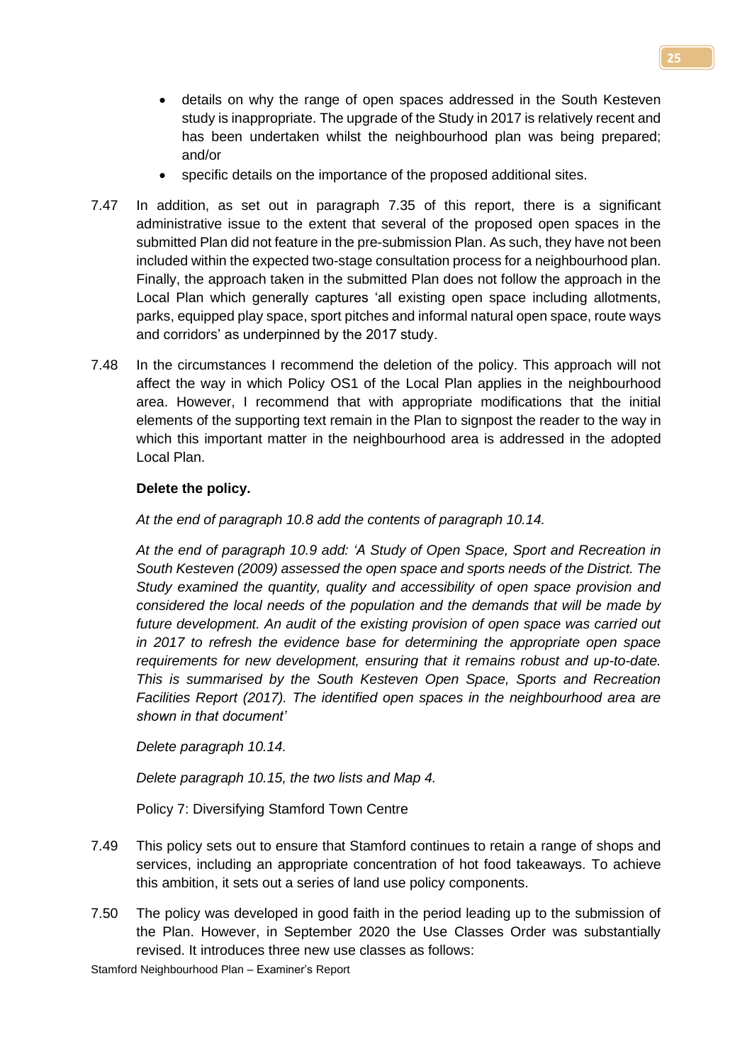- details on why the range of open spaces addressed in the South Kesteven study is inappropriate. The upgrade of the Study in 2017 is relatively recent and has been undertaken whilst the neighbourhood plan was being prepared; and/or
- specific details on the importance of the proposed additional sites.

7.47 In addition, as set out in paragraph 7.35 of this report, there is a significant administrative issue to the extent that several of the proposed open spaces in the submitted Plan did not feature in the pre-submission Plan. As such, they have not been included within the expected two-stage consultation process for a neighbourhood plan. Finally, the approach taken in the submitted Plan does not follow the approach in the Local Plan which generally captures 'all existing open space including allotments, parks, equipped play space, sport pitches and informal natural open space, route ways and corridors' as underpinned by the 2017 study.

7.48 In the circumstances I recommend the deletion of the policy. This approach will not affect the way in which Policy OS1 of the Local Plan applies in the neighbourhood area. However, I recommend that with appropriate modifications that the initial elements of the supporting text remain in the Plan to signpost the reader to the way in which this important matter in the neighbourhood area is addressed in the adopted Local Plan.

**Delete the policy.**

*At the end of paragraph 10.8 add the contents of paragraph 10.14.*

*At the end of paragraph 10.9 add: 'A Study of Open Space, Sport and Recreation in South Kesteven (2009) assessed the open space and sports needs of the District. The Study examined the quantity, quality and accessibility of open space provision and considered the local needs of the population and the demands that will be made by future development. An audit of the existing provision of open space was carried out in 2017 to refresh the evidence base for determining the appropriate open space requirements for new development, ensuring that it remains robust and up-to-date. This is summarised by the South Kesteven Open Space, Sports and Recreation Facilities Report (2017). The identified open spaces in the neighbourhood area are shown in that document'*

*Delete paragraph 10.14.*

*Delete paragraph 10.15, the two lists and Map 4.*

Policy 7: Diversifying Stamford Town Centre

7.49 This policy sets out to ensure that Stamford continues to retain a range of shops and services, including an appropriate concentration of hot food takeaways. To achieve this ambition, it sets out a series of land use policy components.

7.50 The policy was developed in good faith in the period leading up to the submission of the Plan. However, in September 2020 the Use Classes Order was substantially revised. It introduces three new use classes as follows: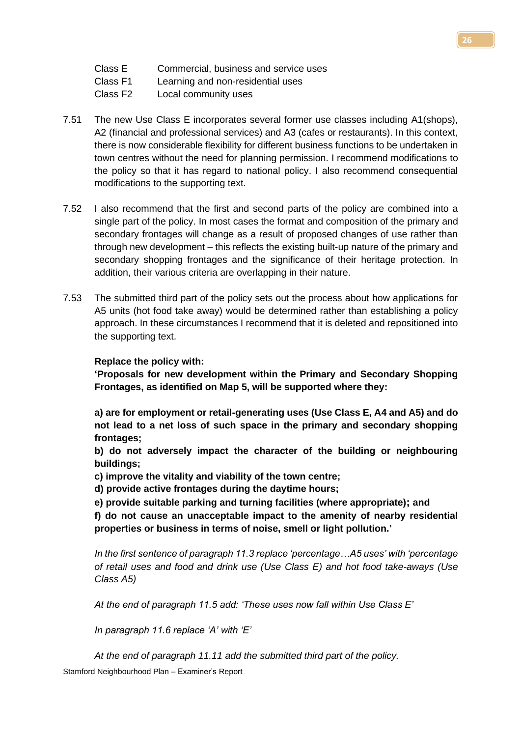| | |
|---|---|
| Class E | Commercial, business and service uses |
| Class F1 | Learning and non-residential uses |
| Class F2 | Local community uses |

7.51 The new Use Class E incorporates several former use classes including A1(shops), A2 (financial and professional services) and A3 (cafes or restaurants). In this context, there is now considerable flexibility for different business functions to be undertaken in town centres without the need for planning permission. I recommend modifications to the policy so that it has regard to national policy. I also recommend consequential modifications to the supporting text.

7.52 I also recommend that the first and second parts of the policy are combined into a single part of the policy. In most cases the format and composition of the primary and secondary frontages will change as a result of proposed changes of use rather than through new development – this reflects the existing built-up nature of the primary and secondary shopping frontages and the significance of their heritage protection. In addition, their various criteria are overlapping in their nature.

7.53 The submitted third part of the policy sets out the process about how applications for A5 units (hot food take away) would be determined rather than establishing a policy approach. In these circumstances I recommend that it is deleted and repositioned into the supporting text.

**Replace the policy with:**

**'Proposals for new development within the Primary and Secondary Shopping Frontages, as identified on Map 5, will be supported where they:**

**a) are for employment or retail-generating uses (Use Class E, A4 and A5) and do not lead to a net loss of such space in the primary and secondary shopping frontages;**

**b) do not adversely impact the character of the building or neighbouring buildings;**

**c) improve the vitality and viability of the town centre;**

**d) provide active frontages during the daytime hours;**

**e) provide suitable parking and turning facilities (where appropriate); and**

**f) do not cause an unacceptable impact to the amenity of nearby residential properties or business in terms of noise, smell or light pollution.'**

*In the first sentence of paragraph 11.3 replace 'percentage…A5 uses' with 'percentage of retail uses and food and drink use (Use Class E) and hot food take-aways (Use Class A5)*

*At the end of paragraph 11.5 add: 'These uses now fall within Use Class E'*

*In paragraph 11.6 replace 'A' with 'E'*

*At the end of paragraph 11.11 add the submitted third part of the policy.*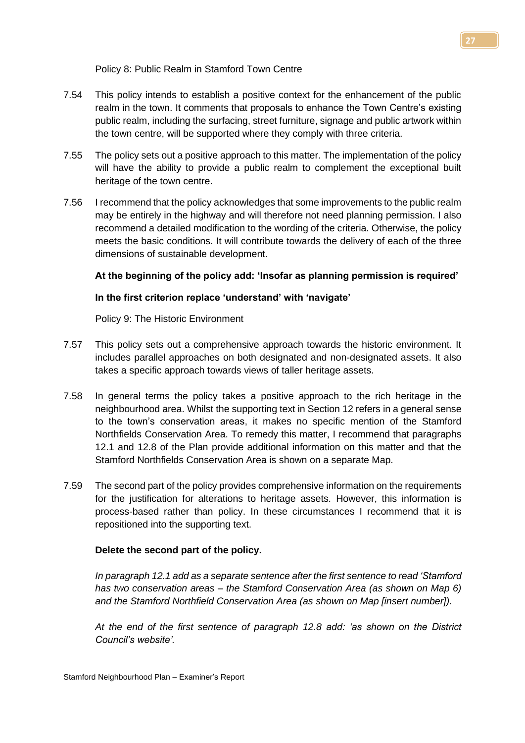Policy 8: Public Realm in Stamford Town Centre

7.54 This policy intends to establish a positive context for the enhancement of the public realm in the town. It comments that proposals to enhance the Town Centre's existing public realm, including the surfacing, street furniture, signage and public artwork within the town centre, will be supported where they comply with three criteria.

7.55 The policy sets out a positive approach to this matter. The implementation of the policy will have the ability to provide a public realm to complement the exceptional built heritage of the town centre.

7.56 I recommend that the policy acknowledges that some improvements to the public realm may be entirely in the highway and will therefore not need planning permission. I also recommend a detailed modification to the wording of the criteria. Otherwise, the policy meets the basic conditions. It will contribute towards the delivery of each of the three dimensions of sustainable development.

**At the beginning of the policy add: 'Insofar as planning permission is required'**

**In the first criterion replace 'understand' with 'navigate'**

Policy 9: The Historic Environment

7.57 This policy sets out a comprehensive approach towards the historic environment. It includes parallel approaches on both designated and non-designated assets. It also takes a specific approach towards views of taller heritage assets.

7.58 In general terms the policy takes a positive approach to the rich heritage in the neighbourhood area. Whilst the supporting text in Section 12 refers in a general sense to the town's conservation areas, it makes no specific mention of the Stamford Northfields Conservation Area. To remedy this matter, I recommend that paragraphs 12.1 and 12.8 of the Plan provide additional information on this matter and that the Stamford Northfields Conservation Area is shown on a separate Map.

7.59 The second part of the policy provides comprehensive information on the requirements for the justification for alterations to heritage assets. However, this information is process-based rather than policy. In these circumstances I recommend that it is repositioned into the supporting text.

**Delete the second part of the policy.**

*In paragraph 12.1 add as a separate sentence after the first sentence to read 'Stamford has two conservation areas – the Stamford Conservation Area (as shown on Map 6) and the Stamford Northfield Conservation Area (as shown on Map [insert number]).*

*At the end of the first sentence of paragraph 12.8 add: 'as shown on the District Council's website'.*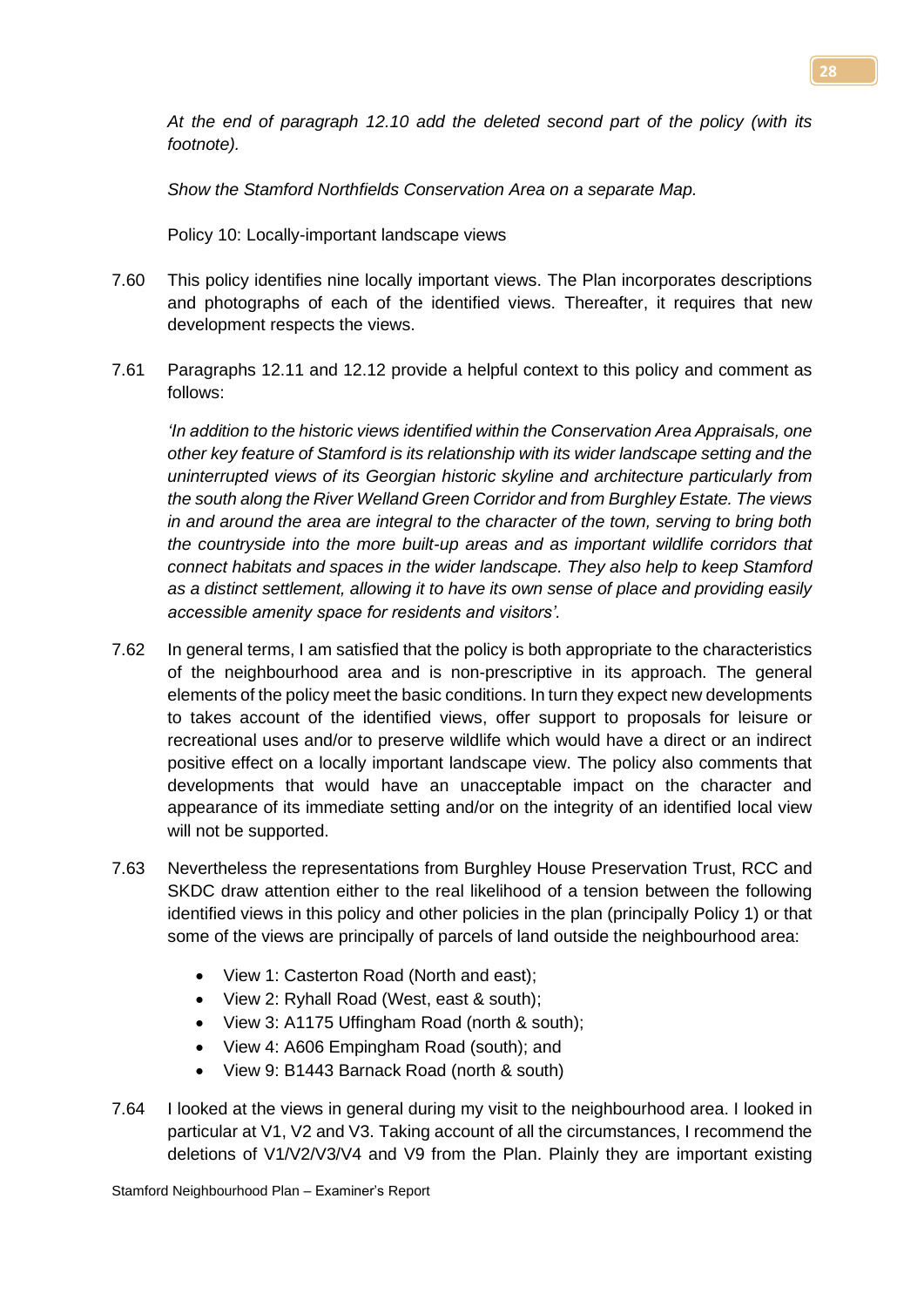*At the end of paragraph 12.10 add the deleted second part of the policy (with its footnote).*

*Show the Stamford Northfields Conservation Area on a separate Map.*

Policy 10: Locally-important landscape views

7.60 This policy identifies nine locally important views. The Plan incorporates descriptions and photographs of each of the identified views. Thereafter, it requires that new development respects the views.

7.61 Paragraphs 12.11 and 12.12 provide a helpful context to this policy and comment as follows:

*'In addition to the historic views identified within the Conservation Area Appraisals, one other key feature of Stamford is its relationship with its wider landscape setting and the uninterrupted views of its Georgian historic skyline and architecture particularly from the south along the River Welland Green Corridor and from Burghley Estate. The views in and around the area are integral to the character of the town, serving to bring both the countryside into the more built-up areas and as important wildlife corridors that connect habitats and spaces in the wider landscape. They also help to keep Stamford as a distinct settlement, allowing it to have its own sense of place and providing easily accessible amenity space for residents and visitors'.*

7.62 In general terms, I am satisfied that the policy is both appropriate to the characteristics of the neighbourhood area and is non-prescriptive in its approach. The general elements of the policy meet the basic conditions. In turn they expect new developments to takes account of the identified views, offer support to proposals for leisure or recreational uses and/or to preserve wildlife which would have a direct or an indirect positive effect on a locally important landscape view. The policy also comments that developments that would have an unacceptable impact on the character and appearance of its immediate setting and/or on the integrity of an identified local view will not be supported.

7.63 Nevertheless the representations from Burghley House Preservation Trust, RCC and SKDC draw attention either to the real likelihood of a tension between the following identified views in this policy and other policies in the plan (principally Policy 1) or that some of the views are principally of parcels of land outside the neighbourhood area:

- View 1: Casterton Road (North and east);
- View 2: Ryhall Road (West, east & south);
- View 3: A1175 Uffingham Road (north & south);
- View 4: A606 Empingham Road (south); and
- View 9: B1443 Barnack Road (north & south)

7.64 I looked at the views in general during my visit to the neighbourhood area. I looked in particular at V1, V2 and V3. Taking account of all the circumstances, I recommend the deletions of V1/V2/V3/V4 and V9 from the Plan. Plainly they are important existing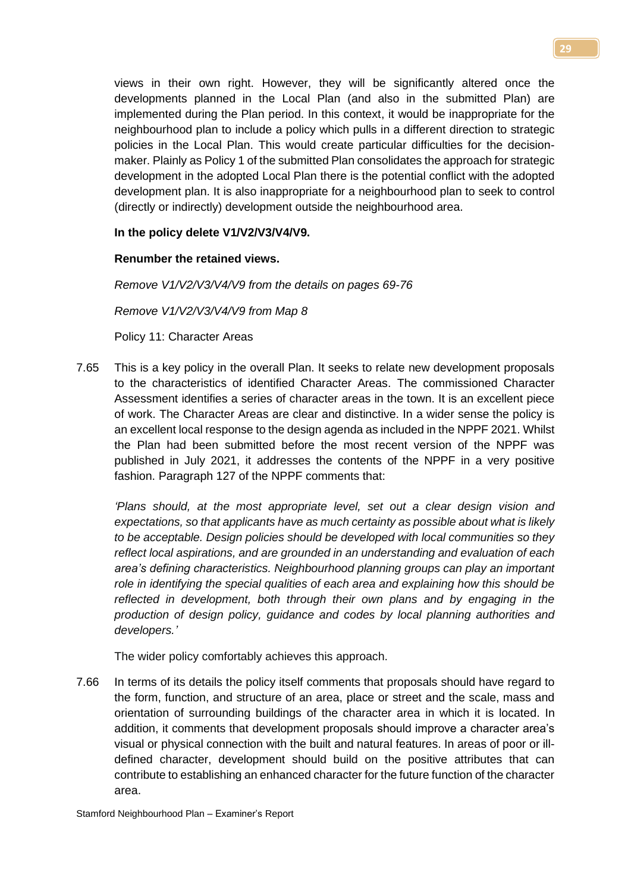views in their own right. However, they will be significantly altered once the developments planned in the Local Plan (and also in the submitted Plan) are implemented during the Plan period. In this context, it would be inappropriate for the neighbourhood plan to include a policy which pulls in a different direction to strategic policies in the Local Plan. This would create particular difficulties for the decision-maker. Plainly as Policy 1 of the submitted Plan consolidates the approach for strategic development in the adopted Local Plan there is the potential conflict with the adopted development plan. It is also inappropriate for a neighbourhood plan to seek to control (directly or indirectly) development outside the neighbourhood area.

**In the policy delete V1/V2/V3/V4/V9.**

**Renumber the retained views.**

*Remove V1/V2/V3/V4/V9 from the details on pages 69-76*

*Remove V1/V2/V3/V4/V9 from Map 8*

Policy 11: Character Areas

7.65 This is a key policy in the overall Plan. It seeks to relate new development proposals to the characteristics of identified Character Areas. The commissioned Character Assessment identifies a series of character areas in the town. It is an excellent piece of work. The Character Areas are clear and distinctive. In a wider sense the policy is an excellent local response to the design agenda as included in the NPPF 2021. Whilst the Plan had been submitted before the most recent version of the NPPF was published in July 2021, it addresses the contents of the NPPF in a very positive fashion. Paragraph 127 of the NPPF comments that:

*'Plans should, at the most appropriate level, set out a clear design vision and expectations, so that applicants have as much certainty as possible about what is likely to be acceptable. Design policies should be developed with local communities so they reflect local aspirations, and are grounded in an understanding and evaluation of each area's defining characteristics. Neighbourhood planning groups can play an important role in identifying the special qualities of each area and explaining how this should be reflected in development, both through their own plans and by engaging in the production of design policy, guidance and codes by local planning authorities and developers.'*

The wider policy comfortably achieves this approach.

7.66 In terms of its details the policy itself comments that proposals should have regard to the form, function, and structure of an area, place or street and the scale, mass and orientation of surrounding buildings of the character area in which it is located. In addition, it comments that development proposals should improve a character area's visual or physical connection with the built and natural features. In areas of poor or ill-defined character, development should build on the positive attributes that can contribute to establishing an enhanced character for the future function of the character area.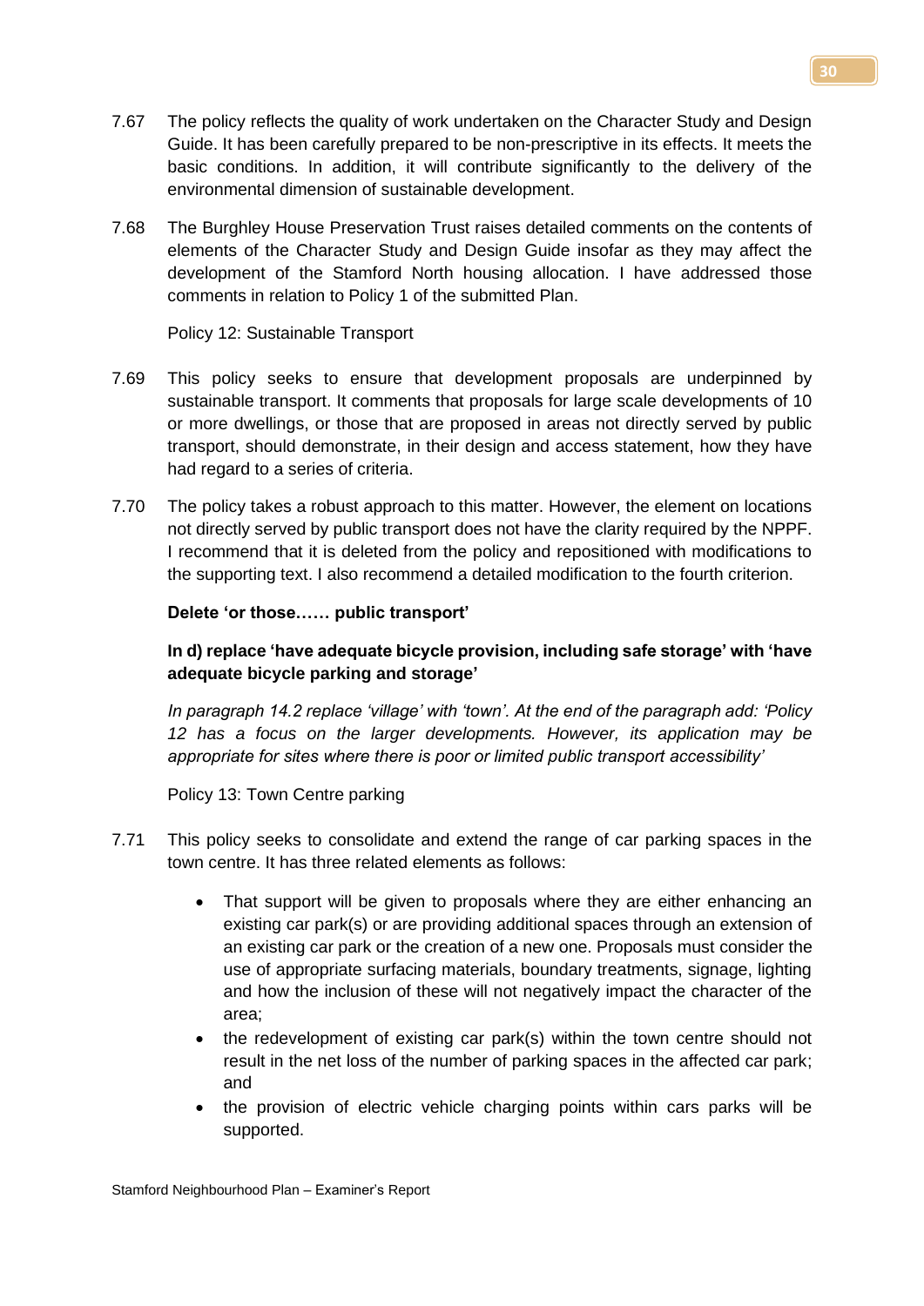7.67 The policy reflects the quality of work undertaken on the Character Study and Design Guide. It has been carefully prepared to be non-prescriptive in its effects. It meets the basic conditions. In addition, it will contribute significantly to the delivery of the environmental dimension of sustainable development.

7.68 The Burghley House Preservation Trust raises detailed comments on the contents of elements of the Character Study and Design Guide insofar as they may affect the development of the Stamford North housing allocation. I have addressed those comments in relation to Policy 1 of the submitted Plan.

Policy 12: Sustainable Transport

7.69 This policy seeks to ensure that development proposals are underpinned by sustainable transport. It comments that proposals for large scale developments of 10 or more dwellings, or those that are proposed in areas not directly served by public transport, should demonstrate, in their design and access statement, how they have had regard to a series of criteria.

7.70 The policy takes a robust approach to this matter. However, the element on locations not directly served by public transport does not have the clarity required by the NPPF. I recommend that it is deleted from the policy and repositioned with modifications to the supporting text. I also recommend a detailed modification to the fourth criterion.

**Delete 'or those…… public transport'**

**In d) replace 'have adequate bicycle provision, including safe storage' with 'have adequate bicycle parking and storage'**

*In paragraph 14.2 replace 'village' with 'town'. At the end of the paragraph add: 'Policy 12 has a focus on the larger developments. However, its application may be appropriate for sites where there is poor or limited public transport accessibility'*

Policy 13: Town Centre parking

7.71 This policy seeks to consolidate and extend the range of car parking spaces in the town centre. It has three related elements as follows:

- That support will be given to proposals where they are either enhancing an existing car park(s) or are providing additional spaces through an extension of an existing car park or the creation of a new one. Proposals must consider the use of appropriate surfacing materials, boundary treatments, signage, lighting and how the inclusion of these will not negatively impact the character of the area;
- the redevelopment of existing car park(s) within the town centre should not result in the net loss of the number of parking spaces in the affected car park; and
- the provision of electric vehicle charging points within cars parks will be supported.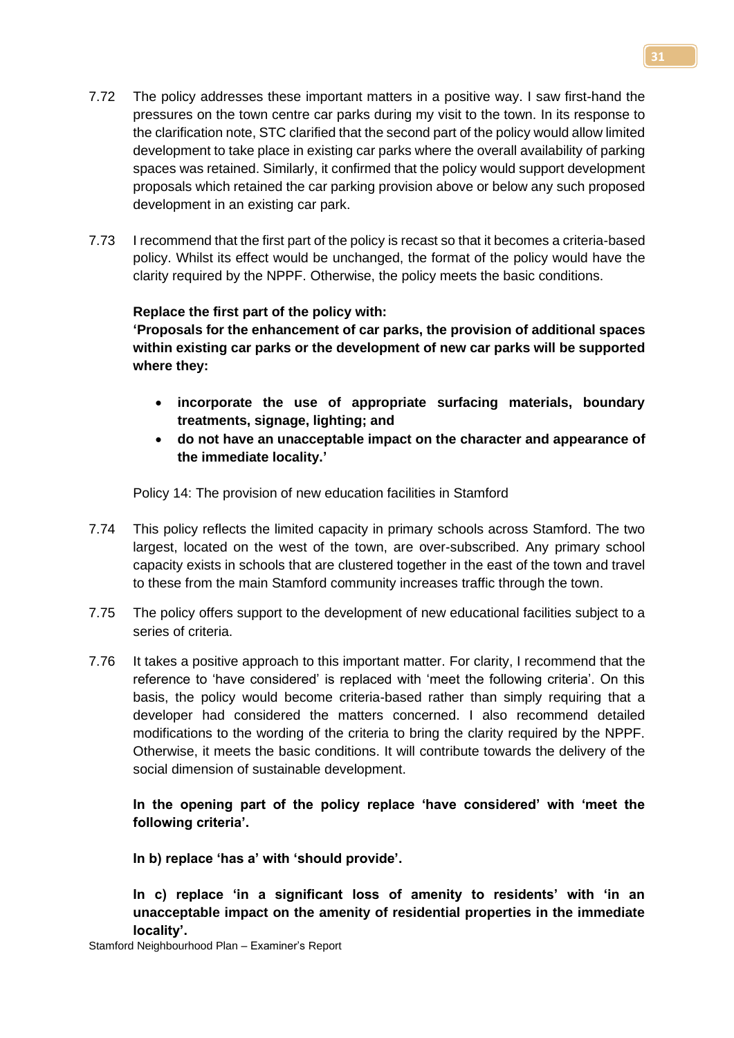7.72 The policy addresses these important matters in a positive way. I saw first-hand the pressures on the town centre car parks during my visit to the town. In its response to the clarification note, STC clarified that the second part of the policy would allow limited development to take place in existing car parks where the overall availability of parking spaces was retained. Similarly, it confirmed that the policy would support development proposals which retained the car parking provision above or below any such proposed development in an existing car park.

7.73 I recommend that the first part of the policy is recast so that it becomes a criteria-based policy. Whilst its effect would be unchanged, the format of the policy would have the clarity required by the NPPF. Otherwise, the policy meets the basic conditions.

**Replace the first part of the policy with:**
**'Proposals for the enhancement of car parks, the provision of additional spaces within existing car parks or the development of new car parks will be supported where they:**

- **incorporate the use of appropriate surfacing materials, boundary treatments, signage, lighting; and**
- **do not have an unacceptable impact on the character and appearance of the immediate locality.'**

Policy 14: The provision of new education facilities in Stamford

7.74 This policy reflects the limited capacity in primary schools across Stamford. The two largest, located on the west of the town, are over-subscribed. Any primary school capacity exists in schools that are clustered together in the east of the town and travel to these from the main Stamford community increases traffic through the town.

7.75 The policy offers support to the development of new educational facilities subject to a series of criteria.

7.76 It takes a positive approach to this important matter. For clarity, I recommend that the reference to 'have considered' is replaced with 'meet the following criteria'. On this basis, the policy would become criteria-based rather than simply requiring that a developer had considered the matters concerned. I also recommend detailed modifications to the wording of the criteria to bring the clarity required by the NPPF. Otherwise, it meets the basic conditions. It will contribute towards the delivery of the social dimension of sustainable development.

**In the opening part of the policy replace 'have considered' with 'meet the following criteria'.**

**In b) replace 'has a' with 'should provide'.**

**In c) replace 'in a significant loss of amenity to residents' with 'in an unacceptable impact on the amenity of residential properties in the immediate locality'.**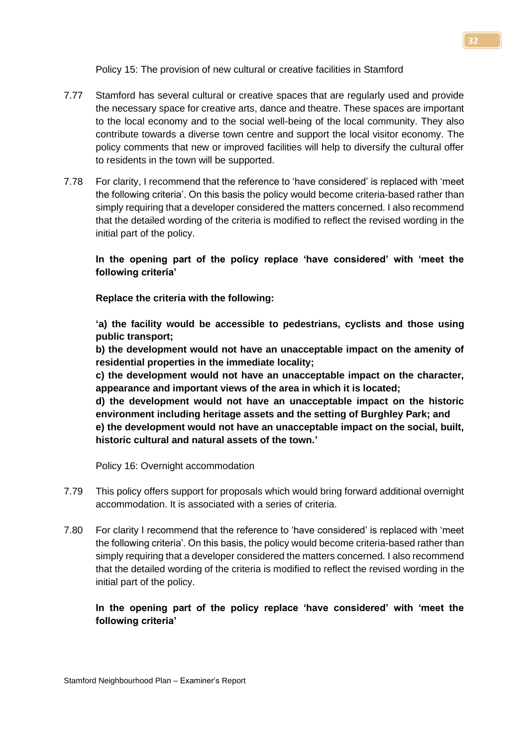Policy 15: The provision of new cultural or creative facilities in Stamford

7.77 Stamford has several cultural or creative spaces that are regularly used and provide the necessary space for creative arts, dance and theatre. These spaces are important to the local economy and to the social well-being of the local community. They also contribute towards a diverse town centre and support the local visitor economy. The policy comments that new or improved facilities will help to diversify the cultural offer to residents in the town will be supported.

7.78 For clarity, I recommend that the reference to 'have considered' is replaced with 'meet the following criteria'. On this basis the policy would become criteria-based rather than simply requiring that a developer considered the matters concerned. I also recommend that the detailed wording of the criteria is modified to reflect the revised wording in the initial part of the policy.

**In the opening part of the policy replace 'have considered' with 'meet the following criteria'**

**Replace the criteria with the following:**

**'a) the facility would be accessible to pedestrians, cyclists and those using public transport;**
**b) the development would not have an unacceptable impact on the amenity of residential properties in the immediate locality;**
**c) the development would not have an unacceptable impact on the character, appearance and important views of the area in which it is located;**
**d) the development would not have an unacceptable impact on the historic environment including heritage assets and the setting of Burghley Park; and**
**e) the development would not have an unacceptable impact on the social, built, historic cultural and natural assets of the town.'**

Policy 16: Overnight accommodation

7.79 This policy offers support for proposals which would bring forward additional overnight accommodation. It is associated with a series of criteria.

7.80 For clarity I recommend that the reference to 'have considered' is replaced with 'meet the following criteria'. On this basis, the policy would become criteria-based rather than simply requiring that a developer considered the matters concerned. I also recommend that the detailed wording of the criteria is modified to reflect the revised wording in the initial part of the policy.

**In the opening part of the policy replace 'have considered' with 'meet the following criteria'**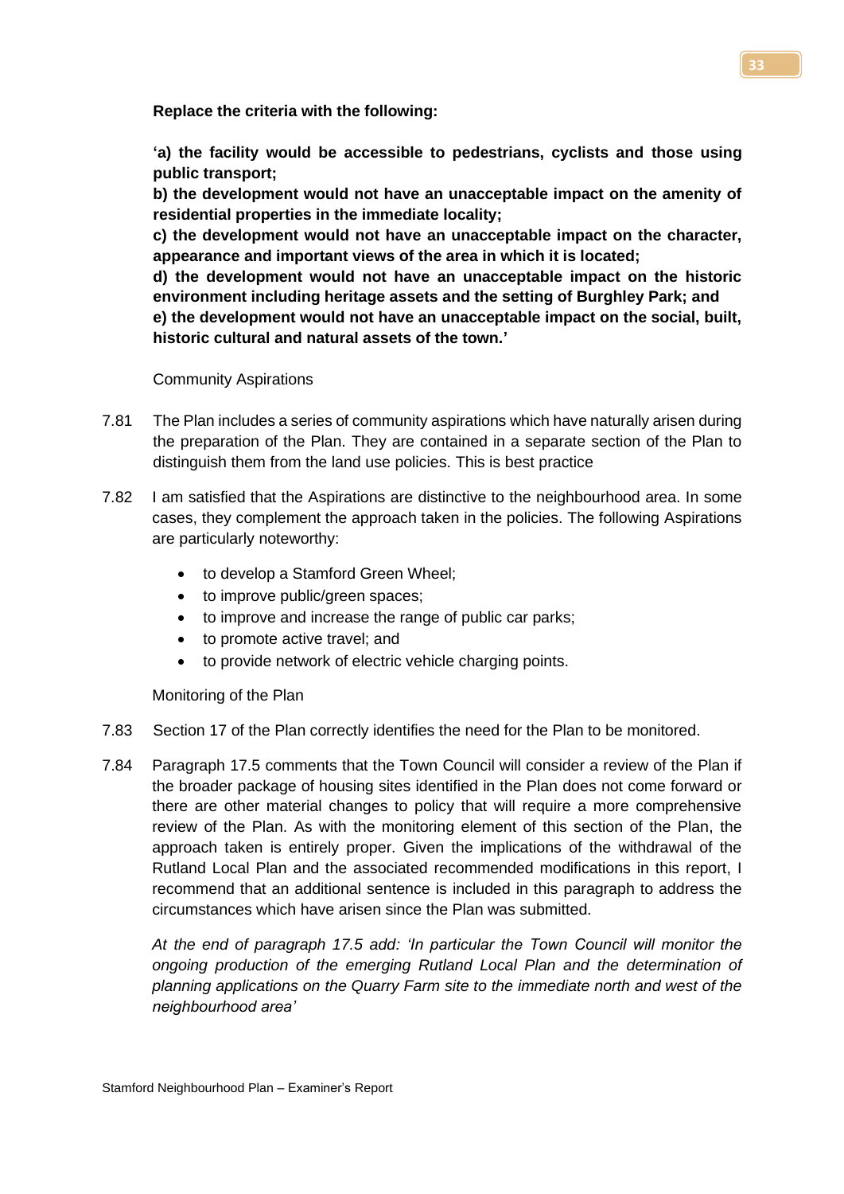**Replace the criteria with the following:**

**'a) the facility would be accessible to pedestrians, cyclists and those using public transport;**
**b) the development would not have an unacceptable impact on the amenity of residential properties in the immediate locality;**
**c) the development would not have an unacceptable impact on the character, appearance and important views of the area in which it is located;**
**d) the development would not have an unacceptable impact on the historic environment including heritage assets and the setting of Burghley Park; and**
**e) the development would not have an unacceptable impact on the social, built, historic cultural and natural assets of the town.'**

Community Aspirations

7.81 The Plan includes a series of community aspirations which have naturally arisen during the preparation of the Plan. They are contained in a separate section of the Plan to distinguish them from the land use policies. This is best practice

7.82 I am satisfied that the Aspirations are distinctive to the neighbourhood area. In some cases, they complement the approach taken in the policies. The following Aspirations are particularly noteworthy:

- to develop a Stamford Green Wheel;
- to improve public/green spaces;
- to improve and increase the range of public car parks;
- to promote active travel; and
- to provide network of electric vehicle charging points.

Monitoring of the Plan

7.83 Section 17 of the Plan correctly identifies the need for the Plan to be monitored.

7.84 Paragraph 17.5 comments that the Town Council will consider a review of the Plan if the broader package of housing sites identified in the Plan does not come forward or there are other material changes to policy that will require a more comprehensive review of the Plan. As with the monitoring element of this section of the Plan, the approach taken is entirely proper. Given the implications of the withdrawal of the Rutland Local Plan and the associated recommended modifications in this report, I recommend that an additional sentence is included in this paragraph to address the circumstances which have arisen since the Plan was submitted.

*At the end of paragraph 17.5 add: 'In particular the Town Council will monitor the ongoing production of the emerging Rutland Local Plan and the determination of planning applications on the Quarry Farm site to the immediate north and west of the neighbourhood area'*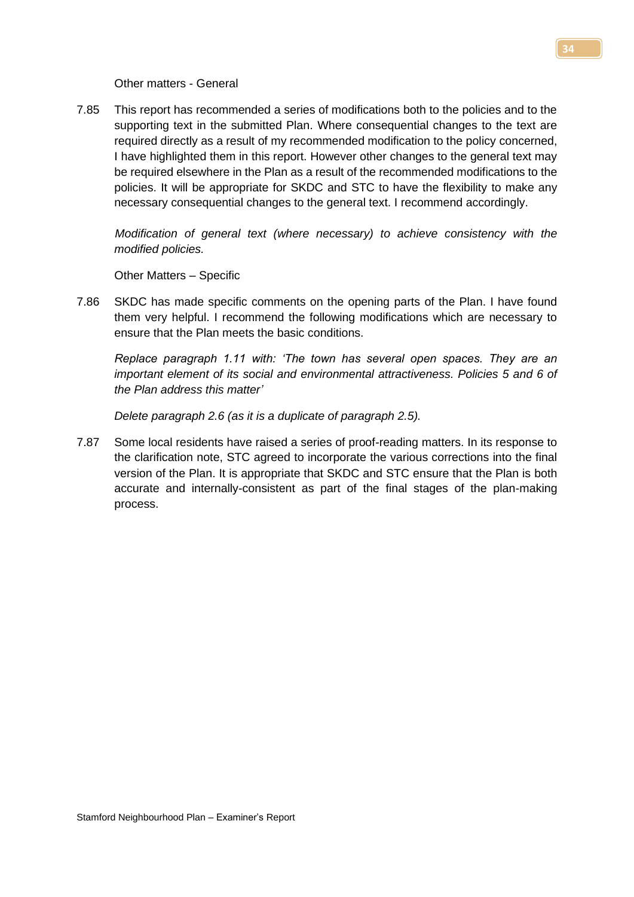Other matters - General

7.85 This report has recommended a series of modifications both to the policies and to the supporting text in the submitted Plan. Where consequential changes to the text are required directly as a result of my recommended modification to the policy concerned, I have highlighted them in this report. However other changes to the general text may be required elsewhere in the Plan as a result of the recommended modifications to the policies. It will be appropriate for SKDC and STC to have the flexibility to make any necessary consequential changes to the general text. I recommend accordingly.

*Modification of general text (where necessary) to achieve consistency with the modified policies.*

Other Matters – Specific

7.86 SKDC has made specific comments on the opening parts of the Plan. I have found them very helpful. I recommend the following modifications which are necessary to ensure that the Plan meets the basic conditions.

*Replace paragraph 1.11 with: 'The town has several open spaces. They are an important element of its social and environmental attractiveness. Policies 5 and 6 of the Plan address this matter'*

*Delete paragraph 2.6 (as it is a duplicate of paragraph 2.5).*

7.87 Some local residents have raised a series of proof-reading matters. In its response to the clarification note, STC agreed to incorporate the various corrections into the final version of the Plan. It is appropriate that SKDC and STC ensure that the Plan is both accurate and internally-consistent as part of the final stages of the plan-making process.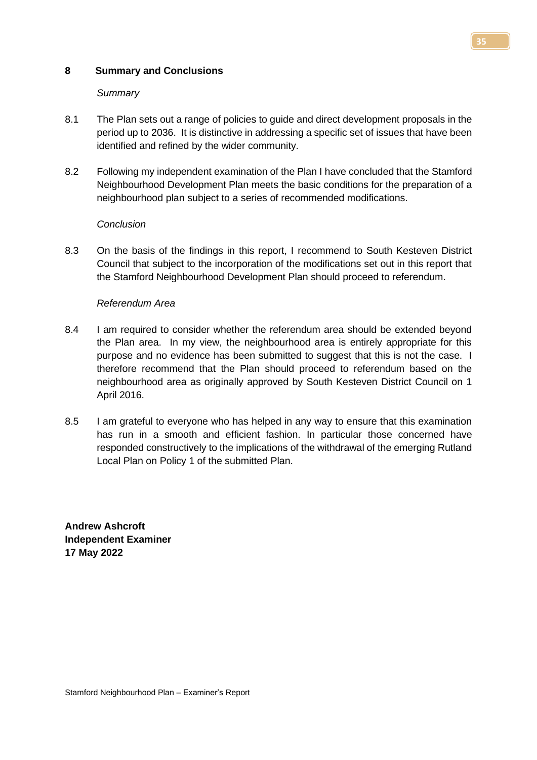## 8 Summary and Conclusions

*Summary*

8.1 The Plan sets out a range of policies to guide and direct development proposals in the period up to 2036. It is distinctive in addressing a specific set of issues that have been identified and refined by the wider community.

8.2 Following my independent examination of the Plan I have concluded that the Stamford Neighbourhood Development Plan meets the basic conditions for the preparation of a neighbourhood plan subject to a series of recommended modifications.

*Conclusion*

8.3 On the basis of the findings in this report, I recommend to South Kesteven District Council that subject to the incorporation of the modifications set out in this report that the Stamford Neighbourhood Development Plan should proceed to referendum.

*Referendum Area*

8.4 I am required to consider whether the referendum area should be extended beyond the Plan area. In my view, the neighbourhood area is entirely appropriate for this purpose and no evidence has been submitted to suggest that this is not the case. I therefore recommend that the Plan should proceed to referendum based on the neighbourhood area as originally approved by South Kesteven District Council on 1 April 2016.

8.5 I am grateful to everyone who has helped in any way to ensure that this examination has run in a smooth and efficient fashion. In particular those concerned have responded constructively to the implications of the withdrawal of the emerging Rutland Local Plan on Policy 1 of the submitted Plan.

**Andrew Ashcroft**
**Independent Examiner**
**17 May 2022**